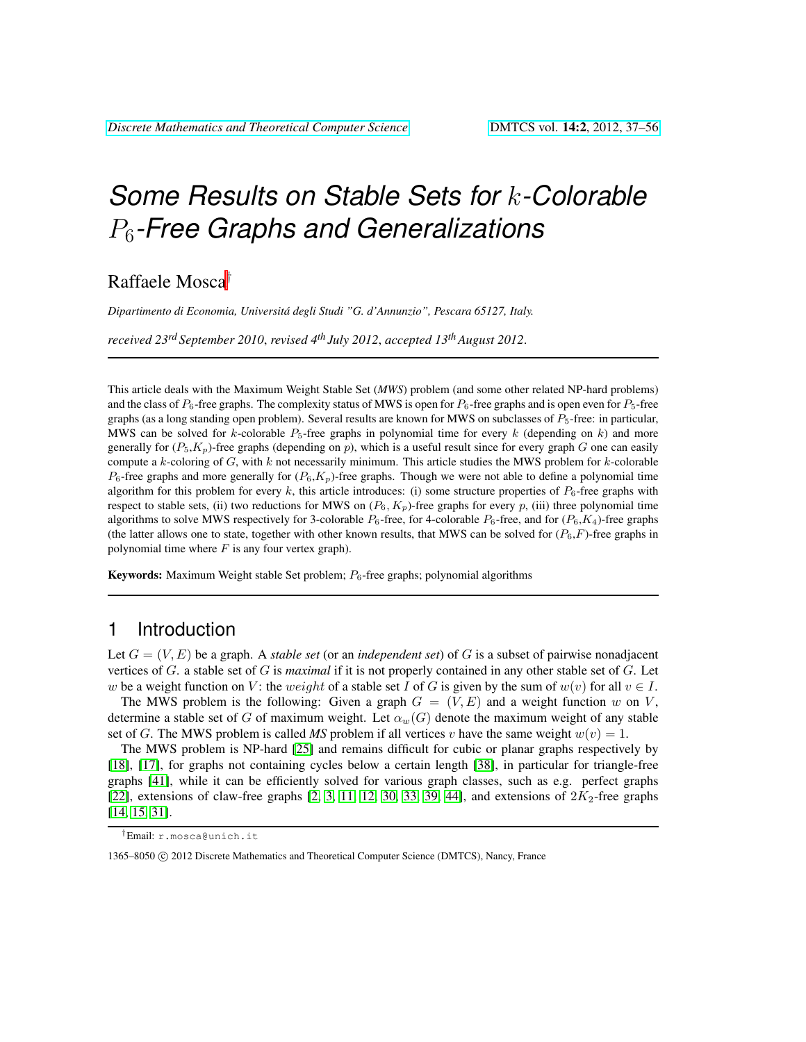# *Some Results on Stable Sets for $k$-Colorable $P_6$-Free Graphs and Generalizations*

Raffaele Mosca[†]

*Dipartimento di Economia, Universitá degli Studi "G. d'Annunzio", Pescara 65127, Italy.*

*received 23rd September 2010, revised 4th July 2012, accepted 13th August 2012.*

---

This article deals with the Maximum Weight Stable Set (*MWS*) problem (and some other related NP-hard problems) and the class of $P_6$-free graphs. The complexity status of MWS is open for $P_6$-free graphs and is open even for $P_5$-free graphs (as a long standing open problem). Several results are known for MWS on subclasses of $P_5$-free: in particular, MWS can be solved for $k$-colorable $P_5$-free graphs in polynomial time for every $k$ (depending on $k$) and more generally for ($P_5$,$K_p$)-free graphs (depending on $p$), which is a useful result since for every graph $G$ one can easily compute a $k$-coloring of $G$, with $k$ not necessarily minimum. This article studies the MWS problem for $k$-colorable $P_6$-free graphs and more generally for ($P_6$,$K_p$)-free graphs. Though we were not able to define a polynomial time algorithm for this problem for every $k$, this article introduces: (i) some structure properties of $P_6$-free graphs with respect to stable sets, (ii) two reductions for MWS on ($P_6$, $K_p$)-free graphs for every $p$, (iii) three polynomial time algorithms to solve MWS respectively for 3-colorable $P_6$-free, for 4-colorable $P_6$-free, and for ($P_6$,$K_4$)-free graphs (the latter allows one to state, together with other known results, that MWS can be solved for ($P_6$,$F$)-free graphs in polynomial time where $F$ is any four vertex graph).

**Keywords:** Maximum Weight stable Set problem; $P_6$-free graphs; polynomial algorithms

---

## 1 Introduction

Let $G = (V, E)$ be a graph. A *stable set* (or an *independent set*) of $G$ is a subset of pairwise nonadjacent vertices of $G$. a stable set of $G$ is *maximal* if it is not properly contained in any other stable set of $G$. Let $w$ be a weight function on $V$: the *weight* of a stable set $I$ of $G$ is given by the sum of $w(v)$ for all $v \in I$.

The MWS problem is the following: Given a graph $G = (V, E)$ and a weight function $w$ on $V$, determine a stable set of $G$ of maximum weight. Let $\alpha_w(G)$ denote the maximum weight of any stable set of $G$. The MWS problem is called *MS* problem if all vertices $v$ have the same weight $w(v) = 1$.

The MWS problem is NP-hard [25] and remains difficult for cubic or planar graphs respectively by [18], [17], for graphs not containing cycles below a certain length [38], in particular for triangle-free graphs [41], while it can be efficiently solved for various graph classes, such as e.g. perfect graphs [22], extensions of claw-free graphs [2, 3, 11, 12, 30, 33, 39, 44], and extensions of $2K_2$-free graphs [14, 15, 31].

[†]Email: r.mosca@unich.it

1365–8050 © 2012 Discrete Mathematics and Theoretical Computer Science (DMTCS), Nancy, France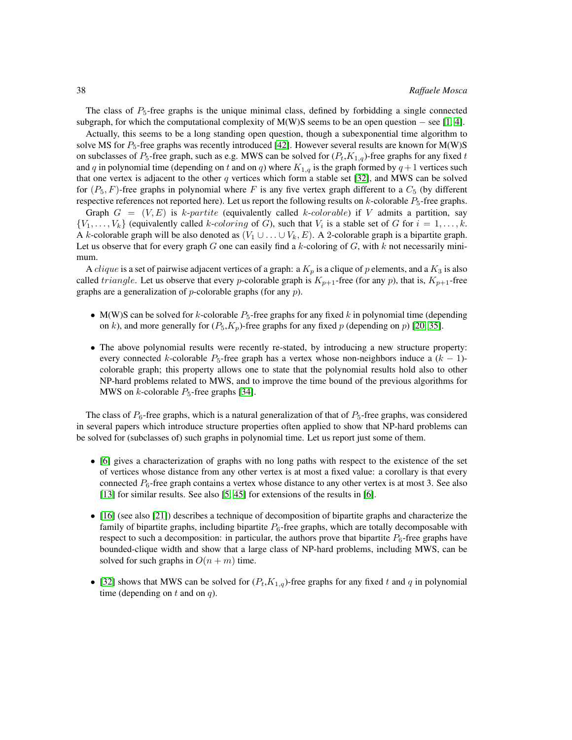The class of $P_5$-free graphs is the unique minimal class, defined by forbidding a single connected subgraph, for which the computational complexity of M(W)S seems to be an open question − see [1, 4].

Actually, this seems to be a long standing open question, though a subexponential time algorithm to solve MS for $P_5$-free graphs was recently introduced [42]. However several results are known for M(W)S on subclasses of $P_5$-free graph, such as e.g. MWS can be solved for ($P_t$,$K_{1,q}$)-free graphs for any fixed $t$ and $q$ in polynomial time (depending on $t$ and on $q$) where $K_{1,q}$ is the graph formed by $q+1$ vertices such that one vertex is adjacent to the other $q$ vertices which form a stable set [32], and MWS can be solved for $(P_5, F)$-free graphs in polynomial where $F$ is any five vertex graph different to a $C_5$ (by different respective references not reported here). Let us report the following results on $k$-colorable $P_5$-free graphs.

Graph $G = (V, E)$ is $k$-$partite$ (equivalently called $k$-$colorable$) if $V$ admits a partition, say $\{V_1, \ldots, V_k\}$ (equivalently called $k$-$coloring$ of $G$), such that $V_i$ is a stable set of $G$ for $i = 1, \ldots, k$. A $k$-colorable graph will be also denoted as $(V_1 \cup \ldots \cup V_k, E)$. A 2-colorable graph is a bipartite graph. Let us observe that for every graph $G$ one can easily find a $k$-coloring of $G$, with $k$ not necessarily minimum.

A $clique$ is a set of pairwise adjacent vertices of a graph: a $K_p$ is a clique of $p$ elements, and a $K_3$ is also called $triangle$. Let us observe that every $p$-colorable graph is $K_{p+1}$-free (for any $p$), that is, $K_{p+1}$-free graphs are a generalization of $p$-colorable graphs (for any $p$).

- M(W)S can be solved for $k$-colorable $P_5$-free graphs for any fixed $k$ in polynomial time (depending on $k$), and more generally for ($P_5$,$K_p$)-free graphs for any fixed $p$ (depending on $p$) [20, 35].
- The above polynomial results were recently re-stated, by introducing a new structure property: every connected $k$-colorable $P_5$-free graph has a vertex whose non-neighbors induce a $(k-1)$-colorable graph; this property allows one to state that the polynomial results hold also to other NP-hard problems related to MWS, and to improve the time bound of the previous algorithms for MWS on $k$-colorable $P_5$-free graphs [34].

The class of $P_6$-free graphs, which is a natural generalization of that of $P_5$-free graphs, was considered in several papers which introduce structure properties often applied to show that NP-hard problems can be solved for (subclasses of) such graphs in polynomial time. Let us report just some of them.

- [6] gives a characterization of graphs with no long paths with respect to the existence of the set of vertices whose distance from any other vertex is at most a fixed value: a corollary is that every connected $P_6$-free graph contains a vertex whose distance to any other vertex is at most 3. See also [13] for similar results. See also [5, 45] for extensions of the results in [6].
- [16] (see also [21]) describes a technique of decomposition of bipartite graphs and characterize the family of bipartite graphs, including bipartite $P_6$-free graphs, which are totally decomposable with respect to such a decomposition: in particular, the authors prove that bipartite $P_6$-free graphs have bounded-clique width and show that a large class of NP-hard problems, including MWS, can be solved for such graphs in $O(n + m)$ time.
- [32] shows that MWS can be solved for ($P_t$,$K_{1,q}$)-free graphs for any fixed $t$ and $q$ in polynomial time (depending on $t$ and on $q$).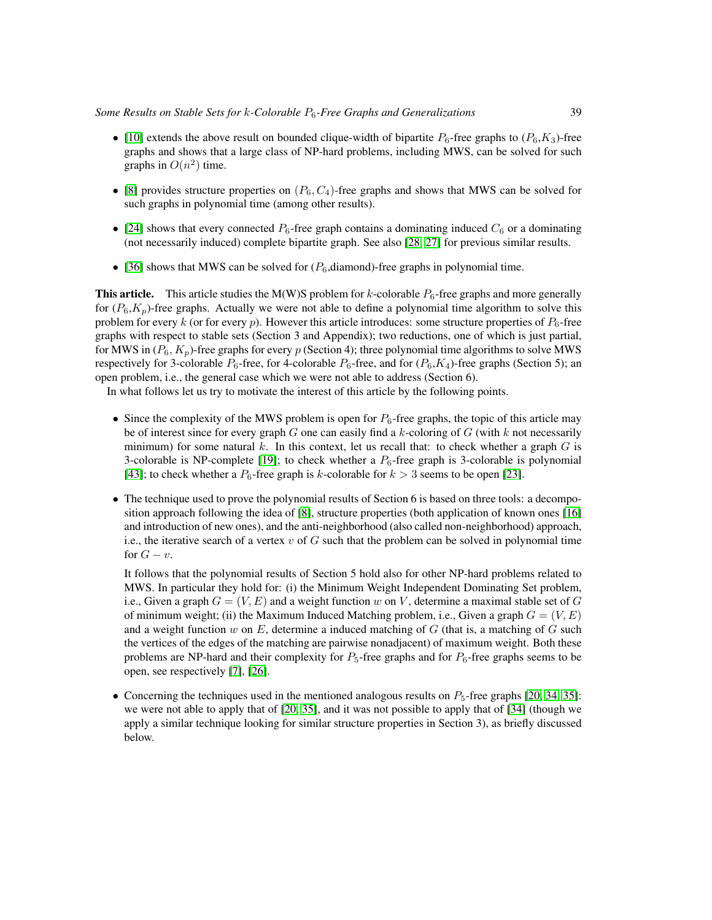- [10] extends the above result on bounded clique-width of bipartite $P_6$-free graphs to ($P_6$,$K_3$)-free graphs and shows that a large class of NP-hard problems, including MWS, can be solved for such graphs in $O(n^2)$ time.

- [8] provides structure properties on ($P_6$, $C_4$)-free graphs and shows that MWS can be solved for such graphs in polynomial time (among other results).

- [24] shows that every connected $P_6$-free graph contains a dominating induced $C_6$ or a dominating (not necessarily induced) complete bipartite graph. See also [28, 27] for previous similar results.

- [36] shows that MWS can be solved for ($P_6$,diamond)-free graphs in polynomial time.

**This article.** This article studies the M(W)S problem for $k$-colorable $P_6$-free graphs and more generally for ($P_6$,$K_p$)-free graphs. Actually we were not able to define a polynomial time algorithm to solve this problem for every $k$ (or for every $p$). However this article introduces: some structure properties of $P_6$-free graphs with respect to stable sets (Section 3 and Appendix); two reductions, one of which is just partial, for MWS in ($P_6$, $K_p$)-free graphs for every $p$ (Section 4); three polynomial time algorithms to solve MWS respectively for 3-colorable $P_6$-free, for 4-colorable $P_6$-free, and for ($P_6$,$K_4$)-free graphs (Section 5); an open problem, i.e., the general case which we were not able to address (Section 6).

In what follows let us try to motivate the interest of this article by the following points.

- Since the complexity of the MWS problem is open for $P_6$-free graphs, the topic of this article may be of interest since for every graph $G$ one can easily find a $k$-coloring of $G$ (with $k$ not necessarily minimum) for some natural $k$. In this context, let us recall that: to check whether a graph $G$ is 3-colorable is NP-complete [19]; to check whether a $P_6$-free graph is 3-colorable is polynomial [43]; to check whether a $P_6$-free graph is $k$-colorable for $k > 3$ seems to be open [23].

- The technique used to prove the polynomial results of Section 6 is based on three tools: a decomposition approach following the idea of [8], structure properties (both application of known ones [16] and introduction of new ones), and the anti-neighborhood (also called non-neighborhood) approach, i.e., the iterative search of a vertex $v$ of $G$ such that the problem can be solved in polynomial time for $G - v$.

  It follows that the polynomial results of Section 5 hold also for other NP-hard problems related to MWS. In particular they hold for: (i) the Minimum Weight Independent Dominating Set problem, i.e., Given a graph $G = (V, E)$ and a weight function $w$ on $V$, determine a maximal stable set of $G$ of minimum weight; (ii) the Maximum Induced Matching problem, i.e., Given a graph $G = (V, E)$ and a weight function $w$ on $E$, determine a induced matching of $G$ (that is, a matching of $G$ such the vertices of the edges of the matching are pairwise nonadjacent) of maximum weight. Both these problems are NP-hard and their complexity for $P_5$-free graphs and for $P_6$-free graphs seems to be open, see respectively [7], [26].

- Concerning the techniques used in the mentioned analogous results on $P_5$-free graphs [20, 34, 35]: we were not able to apply that of [20, 35], and it was not possible to apply that of [34] (though we apply a similar technique looking for similar structure properties in Section 3), as briefly discussed below.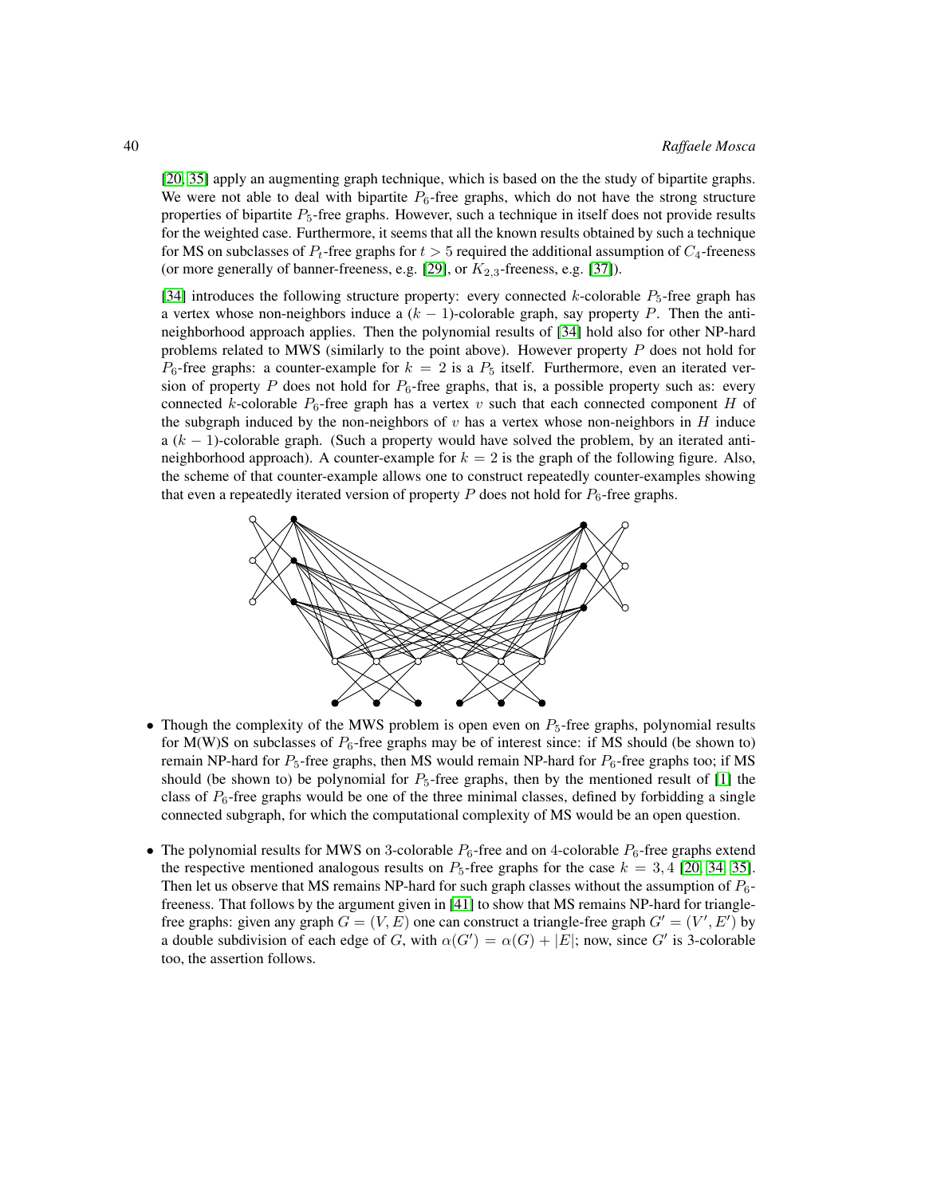[20, 35] apply an augmenting graph technique, which is based on the the study of bipartite graphs. We were not able to deal with bipartite $P_6$-free graphs, which do not have the strong structure properties of bipartite $P_5$-free graphs. However, such a technique in itself does not provide results for the weighted case. Furthermore, it seems that all the known results obtained by such a technique for MS on subclasses of $P_t$-free graphs for $t > 5$ required the additional assumption of $C_4$-freeness (or more generally of banner-freeness, e.g. [29], or $K_{2,3}$-freeness, e.g. [37]).

[34] introduces the following structure property: every connected $k$-colorable $P_5$-free graph has a vertex whose non-neighbors induce a $(k-1)$-colorable graph, say property $P$. Then the anti-neighborhood approach applies. Then the polynomial results of [34] hold also for other NP-hard problems related to MWS (similarly to the point above). However property $P$ does not hold for $P_6$-free graphs: a counter-example for $k = 2$ is a $P_5$ itself. Furthermore, even an iterated version of property $P$ does not hold for $P_6$-free graphs, that is, a possible property such as: every connected $k$-colorable $P_6$-free graph has a vertex $v$ such that each connected component $H$ of the subgraph induced by the non-neighbors of $v$ has a vertex whose non-neighbors in $H$ induce a $(k-1)$-colorable graph. (Such a property would have solved the problem, by an iterated anti-neighborhood approach). A counter-example for $k = 2$ is the graph of the following figure. Also, the scheme of that counter-example allows one to construct repeatedly counter-examples showing that even a repeatedly iterated version of property $P$ does not hold for $P_6$-free graphs.

- Though the complexity of the MWS problem is open even on $P_5$-free graphs, polynomial results for M(W)S on subclasses of $P_6$-free graphs may be of interest since: if MS should (be shown to) remain NP-hard for $P_5$-free graphs, then MS would remain NP-hard for $P_6$-free graphs too; if MS should (be shown to) be polynomial for $P_5$-free graphs, then by the mentioned result of [1] the class of $P_6$-free graphs would be one of the three minimal classes, defined by forbidding a single connected subgraph, for which the computational complexity of MS would be an open question.

- The polynomial results for MWS on 3-colorable $P_6$-free and on 4-colorable $P_6$-free graphs extend the respective mentioned analogous results on $P_5$-free graphs for the case $k = 3, 4$ [20, 34, 35]. Then let us observe that MS remains NP-hard for such graph classes without the assumption of $P_6$-freeness. That follows by the argument given in [41] to show that MS remains NP-hard for triangle-free graphs: given any graph $G = (V, E)$ one can construct a triangle-free graph $G' = (V', E')$ by a double subdivision of each edge of $G$, with $\alpha(G') = \alpha(G) + |E|$; now, since $G'$ is 3-colorable too, the assertion follows.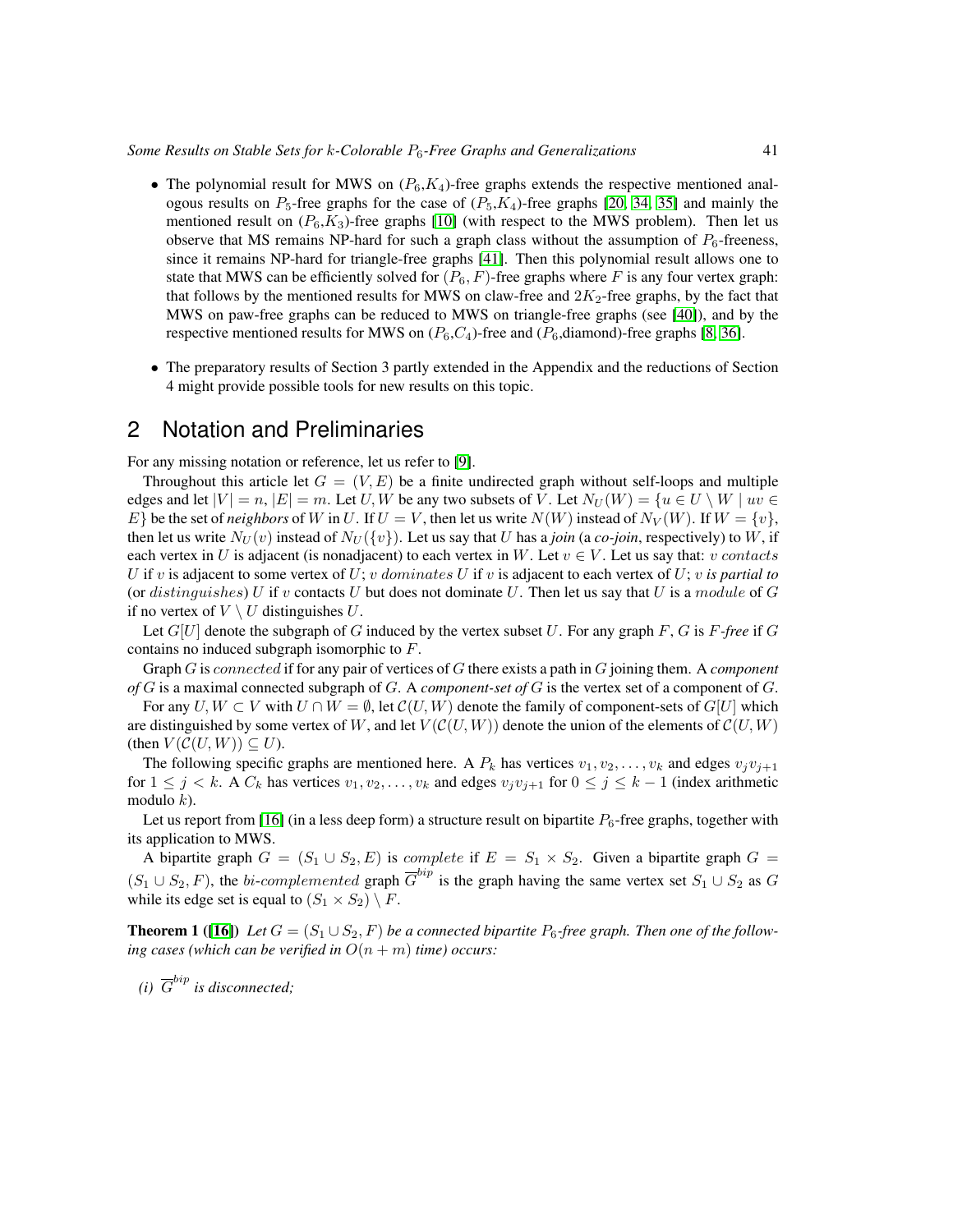- The polynomial result for MWS on ($P_6$,$K_4$)-free graphs extends the respective mentioned analogous results on $P_5$-free graphs for the case of ($P_5$,$K_4$)-free graphs [20, 34, 35] and mainly the mentioned result on ($P_6$,$K_3$)-free graphs [10] (with respect to the MWS problem). Then let us observe that MS remains NP-hard for such a graph class without the assumption of $P_6$-freeness, since it remains NP-hard for triangle-free graphs [41]. Then this polynomial result allows one to state that MWS can be efficiently solved for $(P_6, F)$-free graphs where $F$ is any four vertex graph: that follows by the mentioned results for MWS on claw-free and $2K_2$-free graphs, by the fact that MWS on paw-free graphs can be reduced to MWS on triangle-free graphs (see [40]), and by the respective mentioned results for MWS on ($P_6$,$C_4$)-free and ($P_6$,diamond)-free graphs [8, 36].

- The preparatory results of Section 3 partly extended in the Appendix and the reductions of Section 4 might provide possible tools for new results on this topic.

## 2 Notation and Preliminaries

For any missing notation or reference, let us refer to [9].

Throughout this article let $G = (V, E)$ be a finite undirected graph without self-loops and multiple edges and let $|V| = n$, $|E| = m$. Let $U, W$ be any two subsets of $V$. Let $N_U(W) = \{u \in U \setminus W \mid uv \in E\}$ be the set of *neighbors* of $W$ in $U$. If $U = V$, then let us write $N(W)$ instead of $N_V(W)$. If $W = \{v\}$, then let us write $N_U(v)$ instead of $N_U(\{v\})$. Let us say that $U$ has a *join* (a *co-join*, respectively) to $W$, if each vertex in $U$ is adjacent (is nonadjacent) to each vertex in $W$. Let $v \in V$. Let us say that: $v$ *contacts* $U$ if $v$ is adjacent to some vertex of $U$; $v$ *dominates* $U$ if $v$ is adjacent to each vertex of $U$; $v$ *is partial to* (or *distinguishes*) $U$ if $v$ contacts $U$ but does not dominate $U$. Then let us say that $U$ is a *module* of $G$ if no vertex of $V \setminus U$ distinguishes $U$.

Let $G[U]$ denote the subgraph of $G$ induced by the vertex subset $U$. For any graph $F$, $G$ is $F$*-free* if $G$ contains no induced subgraph isomorphic to $F$.

Graph $G$ is *connected* if for any pair of vertices of $G$ there exists a path in $G$ joining them. A *component of* $G$ is a maximal connected subgraph of $G$. A *component-set of* $G$ is the vertex set of a component of $G$.

For any $U, W \subset V$ with $U \cap W = \emptyset$, let $\mathcal{C}(U, W)$ denote the family of component-sets of $G[U]$ which are distinguished by some vertex of $W$, and let $V(\mathcal{C}(U, W))$ denote the union of the elements of $\mathcal{C}(U, W)$ (then $V(\mathcal{C}(U, W)) \subseteq U$).

The following specific graphs are mentioned here. A $P_k$ has vertices $v_1, v_2, \ldots, v_k$ and edges $v_j v_{j+1}$ for $1 \leq j < k$. A $C_k$ has vertices $v_1, v_2, \ldots, v_k$ and edges $v_j v_{j+1}$ for $0 \leq j \leq k-1$ (index arithmetic modulo $k$).

Let us report from [16] (in a less deep form) a structure result on bipartite $P_6$-free graphs, together with its application to MWS.

A bipartite graph $G = (S_1 \cup S_2, E)$ is *complete* if $E = S_1 \times S_2$. Given a bipartite graph $G = (S_1 \cup S_2, F)$, the *bi-complemented* graph $\overline{G}^{bip}$ is the graph having the same vertex set $S_1 \cup S_2$ as $G$ while its edge set is equal to $(S_1 \times S_2) \setminus F$.

**Theorem 1** (**[16]**) *Let $G = (S_1 \cup S_2, F)$ be a connected bipartite $P_6$-free graph. Then one of the following cases (which can be verified in $O(n + m)$ time) occurs:*

*(i) $\overline{G}^{bip}$ is disconnected;*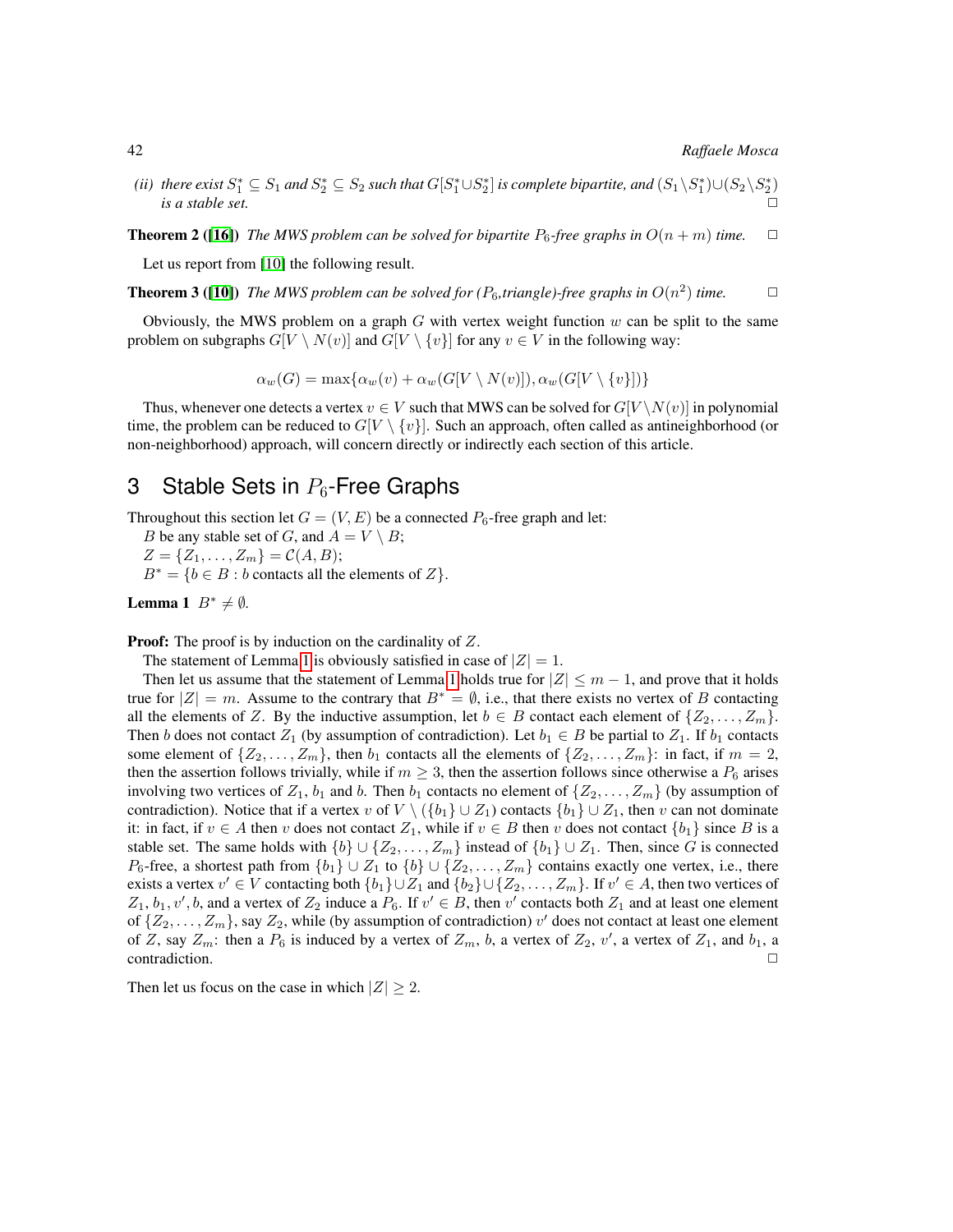*(ii) there exist $S_1^* \subseteq S_1$ and $S_2^* \subseteq S_2$ such that $G[S_1^* \cup S_2^*]$ is complete bipartite, and $(S_1 \setminus S_1^*) \cup (S_2 \setminus S_2^*)$ is a stable set.* □

**Theorem 2 ([16])** *The MWS problem can be solved for bipartite $P_6$-free graphs in $O(n+m)$ time.* □

Let us report from [10] the following result.

**Theorem 3 ([10])** *The MWS problem can be solved for ($P_6$,triangle)-free graphs in $O(n^2)$ time.* □

Obviously, the MWS problem on a graph $G$ with vertex weight function $w$ can be split to the same problem on subgraphs $G[V \setminus N(v)]$ and $G[V \setminus \{v\}]$ for any $v \in V$ in the following way:

$$\alpha_w(G) = \max\{\alpha_w(v) + \alpha_w(G[V \setminus N(v)]), \alpha_w(G[V \setminus \{v\}])\}$$

Thus, whenever one detects a vertex $v \in V$ such that MWS can be solved for $G[V \setminus N(v)]$ in polynomial time, the problem can be reduced to $G[V \setminus \{v\}]$. Such an approach, often called as antineighborhood (or non-neighborhood) approach, will concern directly or indirectly each section of this article.

## 3 Stable Sets in $P_6$-Free Graphs

Throughout this section let $G = (V, E)$ be a connected $P_6$-free graph and let:
$B$ be any stable set of $G$, and $A = V \setminus B$;
$Z = \{Z_1, \ldots, Z_m\} = \mathcal{C}(A, B)$;
$B^* = \{b \in B : b$ contacts all the elements of $Z\}$.

**Lemma 1** $B^* \neq \emptyset$.

**Proof:** The proof is by induction on the cardinality of $Z$.

The statement of Lemma 1 is obviously satisfied in case of $|Z| = 1$.

Then let us assume that the statement of Lemma 1 holds true for $|Z| \leq m - 1$, and prove that it holds true for $|Z| = m$. Assume to the contrary that $B^* = \emptyset$, i.e., that there exists no vertex of $B$ contacting all the elements of $Z$. By the inductive assumption, let $b \in B$ contact each element of $\{Z_2, \ldots, Z_m\}$. Then $b$ does not contact $Z_1$ (by assumption of contradiction). Let $b_1 \in B$ be partial to $Z_1$. If $b_1$ contacts some element of $\{Z_2, \ldots, Z_m\}$, then $b_1$ contacts all the elements of $\{Z_2, \ldots, Z_m\}$: in fact, if $m = 2$, then the assertion follows trivially, while if $m \geq 3$, then the assertion follows since otherwise a $P_6$ arises involving two vertices of $Z_1$, $b_1$ and $b$. Then $b_1$ contacts no element of $\{Z_2, \ldots, Z_m\}$ (by assumption of contradiction). Notice that if a vertex $v$ of $V \setminus (\{b_1\} \cup Z_1)$ contacts $\{b_1\} \cup Z_1$, then $v$ can not dominate it: in fact, if $v \in A$ then $v$ does not contact $Z_1$, while if $v \in B$ then $v$ does not contact $\{b_1\}$ since $B$ is a stable set. The same holds with $\{b\} \cup \{Z_2, \ldots, Z_m\}$ instead of $\{b_1\} \cup Z_1$. Then, since $G$ is connected $P_6$-free, a shortest path from $\{b_1\} \cup Z_1$ to $\{b\} \cup \{Z_2, \ldots, Z_m\}$ contains exactly one vertex, i.e., there exists a vertex $v' \in V$ contacting both $\{b_1\} \cup Z_1$ and $\{b_2\} \cup \{Z_2, \ldots, Z_m\}$. If $v' \in A$, then two vertices of $Z_1$, $b_1, v', b$, and a vertex of $Z_2$ induce a $P_6$. If $v' \in B$, then $v'$ contacts both $Z_1$ and at least one element of $\{Z_2, \ldots, Z_m\}$, say $Z_2$, while (by assumption of contradiction) $v'$ does not contact at least one element of $Z$, say $Z_m$: then a $P_6$ is induced by a vertex of $Z_m$, $b$, a vertex of $Z_2$, $v'$, a vertex of $Z_1$, and $b_1$, a contradiction. □

Then let us focus on the case in which $|Z| \geq 2$.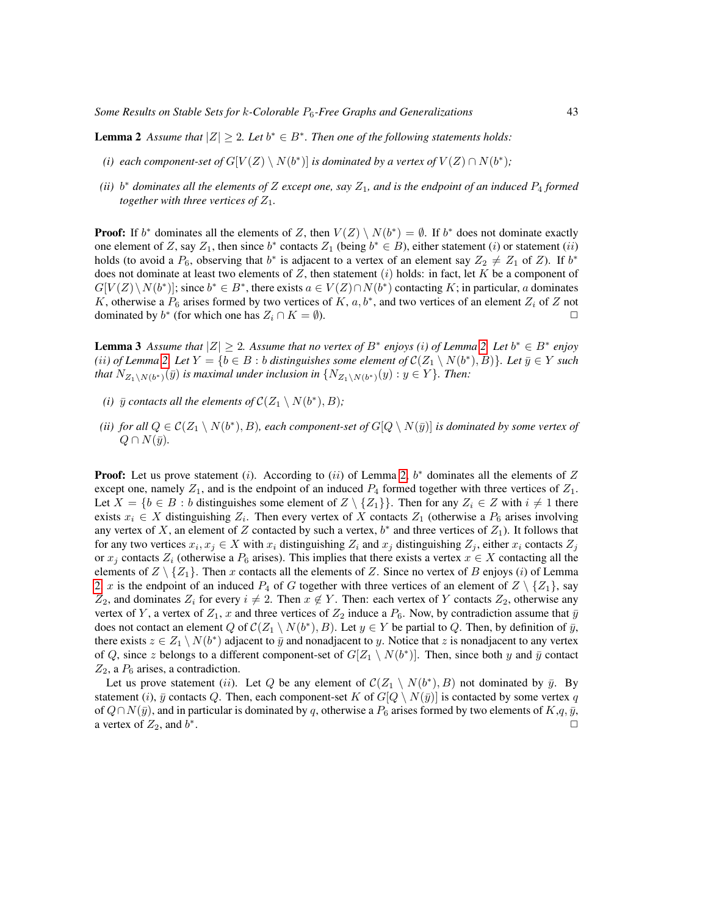**Lemma 2** *Assume that $|Z| \geq 2$. Let $b^* \in B^*$. Then one of the following statements holds:*

*(i) each component-set of $G[V(Z) \setminus N(b^*)]$ is dominated by a vertex of $V(Z) \cap N(b^*)$;*

*(ii) $b^*$ dominates all the elements of $Z$ except one, say $Z_1$, and is the endpoint of an induced $P_4$ formed together with three vertices of $Z_1$.*

**Proof:** If $b^*$ dominates all the elements of $Z$, then $V(Z) \setminus N(b^*) = \emptyset$. If $b^*$ does not dominate exactly one element of $Z$, say $Z_1$, then since $b^*$ contacts $Z_1$ (being $b^* \in B$), either statement $(i)$ or statement $(ii)$ holds (to avoid a $P_6$, observing that $b^*$ is adjacent to a vertex of an element say $Z_2 \neq Z_1$ of $Z$). If $b^*$ does not dominate at least two elements of $Z$, then statement $(i)$ holds: in fact, let $K$ be a component of $G[V(Z) \setminus N(b^*)]$; since $b^* \in B^*$, there exists $a \in V(Z) \cap N(b^*)$ contacting $K$; in particular, $a$ dominates $K$, otherwise a $P_6$ arises formed by two vertices of $K$, $a, b^*$, and two vertices of an element $Z_i$ of $Z$ not dominated by $b^*$ (for which one has $Z_i \cap K = \emptyset$). $\square$

**Lemma 3** *Assume that $|Z| \geq 2$. Assume that no vertex of $B^*$ enjoys (i) of Lemma 2. Let $b^* \in B^*$ enjoy $(ii)$ of Lemma 2. Let $Y = \{b \in B : b$ distinguishes some element of $\mathcal{C}(Z_1 \setminus N(b^*), B)\}$. Let $\bar{y} \in Y$ such that $N_{Z_1 \setminus N(b^*)}(\bar{y})$ is maximal under inclusion in $\{N_{Z_1 \setminus N(b^*)}(y) : y \in Y\}$. Then:*

*(i) $\bar{y}$ contacts all the elements of $\mathcal{C}(Z_1 \setminus N(b^*), B)$;*

*(ii) for all $Q \in \mathcal{C}(Z_1 \setminus N(b^*), B)$, each component-set of $G[Q \setminus N(\bar{y})]$ is dominated by some vertex of $Q \cap N(\bar{y})$.*

**Proof:** Let us prove statement $(i)$. According to $(ii)$ of Lemma 2, $b^*$ dominates all the elements of $Z$ except one, namely $Z_1$, and is the endpoint of an induced $P_4$ formed together with three vertices of $Z_1$. Let $X = \{b \in B : b$ distinguishes some element of $Z \setminus \{Z_1\}\}$. Then for any $Z_i \in Z$ with $i \neq 1$ there exists $x_i \in X$ distinguishing $Z_i$. Then every vertex of $X$ contacts $Z_1$ (otherwise a $P_6$ arises involving any vertex of $X$, an element of $Z$ contacted by such a vertex, $b^*$ and three vertices of $Z_1$). It follows that for any two vertices $x_i, x_j \in X$ with $x_i$ distinguishing $Z_i$ and $x_j$ distinguishing $Z_j$, either $x_i$ contacts $Z_j$ or $x_j$ contacts $Z_i$ (otherwise a $P_6$ arises). This implies that there exists a vertex $x \in X$ contacting all the elements of $Z \setminus \{Z_1\}$. Then $x$ contacts all the elements of $Z$. Since no vertex of $B$ enjoys $(i)$ of Lemma 2, $x$ is the endpoint of an induced $P_4$ of $G$ together with three vertices of an element of $Z \setminus \{Z_1\}$, say $Z_2$, and dominates $Z_i$ for every $i \neq 2$. Then $x \notin Y$. Then: each vertex of $Y$ contacts $Z_2$, otherwise any vertex of $Y$, a vertex of $Z_1$, $x$ and three vertices of $Z_2$ induce a $P_6$. Now, by contradiction assume that $\bar{y}$ does not contact an element $Q$ of $\mathcal{C}(Z_1 \setminus N(b^*), B)$. Let $y \in Y$ be partial to $Q$. Then, by definition of $\bar{y}$, there exists $z \in Z_1 \setminus N(b^*)$ adjacent to $\bar{y}$ and nonadjacent to $y$. Notice that $z$ is nonadjacent to any vertex of $Q$, since $z$ belongs to a different component-set of $G[Z_1 \setminus N(b^*)]$. Then, since both $y$ and $\bar{y}$ contact $Z_2$, a $P_6$ arises, a contradiction.

Let us prove statement $(ii)$. Let $Q$ be any element of $\mathcal{C}(Z_1 \setminus N(b^*), B)$ not dominated by $\bar{y}$. By statement $(i)$, $\bar{y}$ contacts $Q$. Then, each component-set $K$ of $G[Q \setminus N(\bar{y})]$ is contacted by some vertex $q$ of $Q \cap N(\bar{y})$, and in particular is dominated by $q$, otherwise a $P_6$ arises formed by two elements of $K$,$q$, $\bar{y}$, a vertex of $Z_2$, and $b^*$. $\square$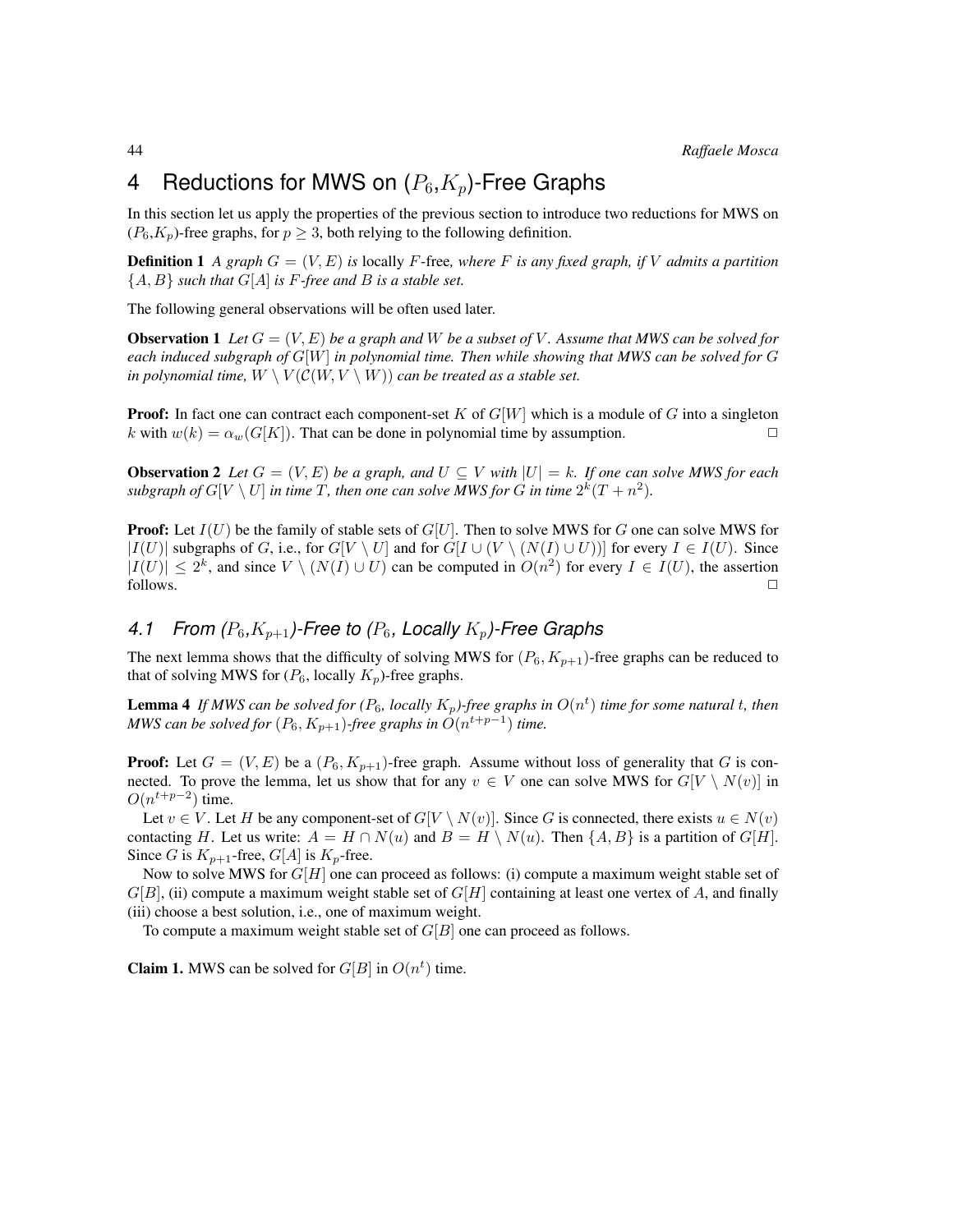# 4 Reductions for MWS on ($P_6$,$K_p$)-Free Graphs

In this section let us apply the properties of the previous section to introduce two reductions for MWS on ($P_6$,$K_p$)-free graphs, for $p \geq 3$, both relying to the following definition.

**Definition 1** *A graph $G = (V, E)$ is* locally $F$-free*, where $F$ is any fixed graph, if $V$ admits a partition $\{A, B\}$ such that $G[A]$ is $F$-free and $B$ is a stable set.*

The following general observations will be often used later.

**Observation 1** *Let $G = (V, E)$ be a graph and $W$ be a subset of $V$. Assume that MWS can be solved for each induced subgraph of $G[W]$ in polynomial time. Then while showing that MWS can be solved for $G$ in polynomial time, $W \setminus V(\mathcal{C}(W, V \setminus W))$ can be treated as a stable set.*

**Proof:** In fact one can contract each component-set $K$ of $G[W]$ which is a module of $G$ into a singleton $k$ with $w(k) = \alpha_w(G[K])$. That can be done in polynomial time by assumption. □

**Observation 2** *Let $G = (V, E)$ be a graph, and $U \subseteq V$ with $|U| = k$. If one can solve MWS for each subgraph of $G[V \setminus U]$ in time $T$, then one can solve MWS for $G$ in time $2^k(T + n^2)$.*

**Proof:** Let $I(U)$ be the family of stable sets of $G[U]$. Then to solve MWS for $G$ one can solve MWS for $|I(U)|$ subgraphs of $G$, i.e., for $G[V \setminus U]$ and for $G[I \cup (V \setminus (N(I) \cup U))]$ for every $I \in I(U)$. Since $|I(U)| \leq 2^k$, and since $V \setminus (N(I) \cup U)$ can be computed in $O(n^2)$ for every $I \in I(U)$, the assertion follows. □

## 4.1 From ($P_6$,$K_{p+1}$)-Free to ($P_6$, Locally $K_p$)-Free Graphs

The next lemma shows that the difficulty of solving MWS for ($P_6, K_{p+1}$)-free graphs can be reduced to that of solving MWS for ($P_6$, locally $K_p$)-free graphs.

**Lemma 4** *If MWS can be solved for ($P_6$, locally $K_p$)-free graphs in $O(n^t)$ time for some natural $t$, then MWS can be solved for $(P_6, K_{p+1})$-free graphs in $O(n^{t+p-1})$ time.*

**Proof:** Let $G = (V, E)$ be a $(P_6, K_{p+1})$-free graph. Assume without loss of generality that $G$ is connected. To prove the lemma, let us show that for any $v \in V$ one can solve MWS for $G[V \setminus N(v)]$ in $O(n^{t+p-2})$ time.

Let $v \in V$. Let $H$ be any component-set of $G[V \setminus N(v)]$. Since $G$ is connected, there exists $u \in N(v)$ contacting $H$. Let us write: $A = H \cap N(u)$ and $B = H \setminus N(u)$. Then $\{A, B\}$ is a partition of $G[H]$. Since $G$ is $K_{p+1}$-free, $G[A]$ is $K_p$-free.

Now to solve MWS for $G[H]$ one can proceed as follows: (i) compute a maximum weight stable set of $G[B]$, (ii) compute a maximum weight stable set of $G[H]$ containing at least one vertex of $A$, and finally (iii) choose a best solution, i.e., one of maximum weight.

To compute a maximum weight stable set of $G[B]$ one can proceed as follows.

**Claim 1.** MWS can be solved for $G[B]$ in $O(n^t)$ time.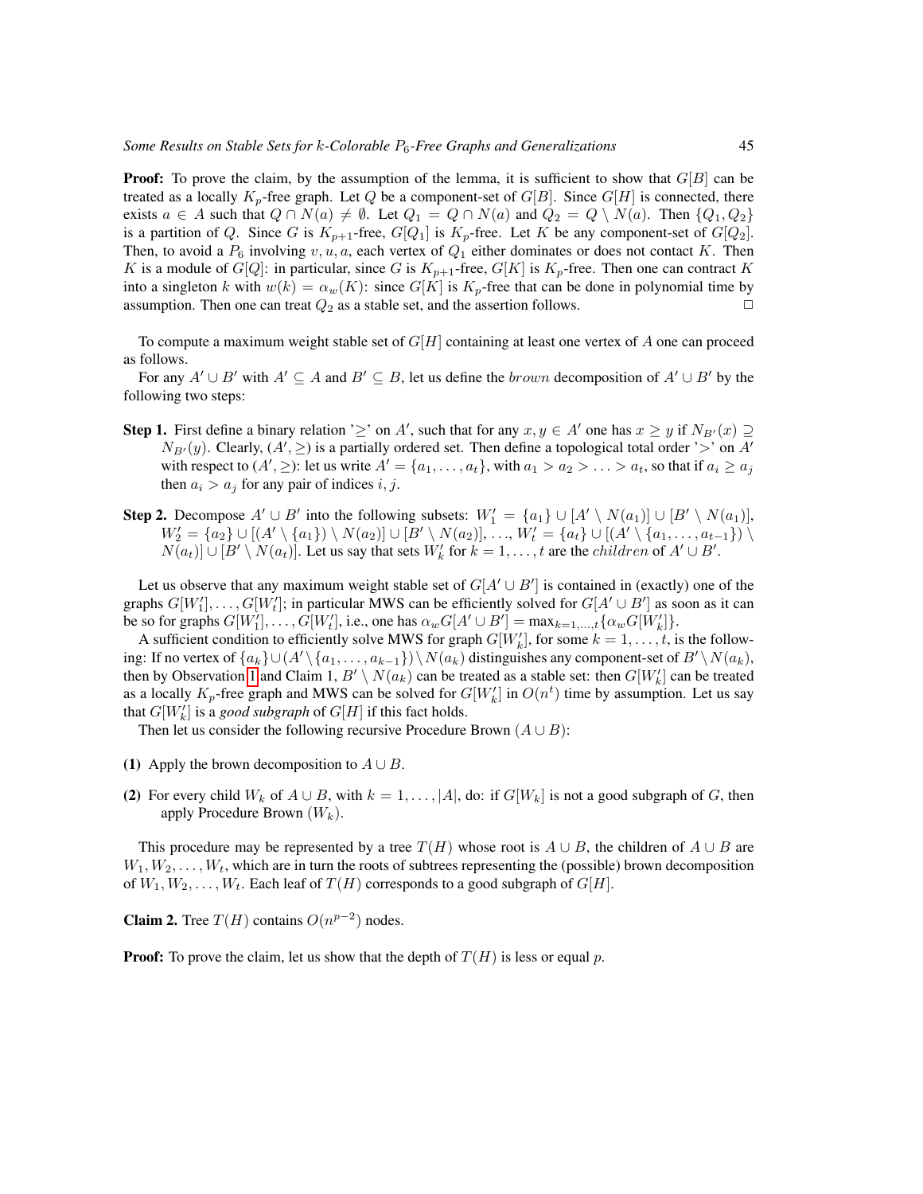**Proof:** To prove the claim, by the assumption of the lemma, it is sufficient to show that $G[B]$ can be treated as a locally $K_p$-free graph. Let $Q$ be a component-set of $G[B]$. Since $G[H]$ is connected, there exists $a \in A$ such that $Q \cap N(a) \neq \emptyset$. Let $Q_1 = Q \cap N(a)$ and $Q_2 = Q \setminus N(a)$. Then $\{Q_1, Q_2\}$ is a partition of $Q$. Since $G$ is $K_{p+1}$-free, $G[Q_1]$ is $K_p$-free. Let $K$ be any component-set of $G[Q_2]$. Then, to avoid a $P_6$ involving $v, u, a$, each vertex of $Q_1$ either dominates or does not contact $K$. Then $K$ is a module of $G[Q]$: in particular, since $G$ is $K_{p+1}$-free, $G[K]$ is $K_p$-free. Then one can contract $K$ into a singleton $k$ with $w(k) = \alpha_w(K)$: since $G[K]$ is $K_p$-free that can be done in polynomial time by assumption. Then one can treat $Q_2$ as a stable set, and the assertion follows. □

To compute a maximum weight stable set of $G[H]$ containing at least one vertex of $A$ one can proceed as follows.

For any $A' \cup B'$ with $A' \subseteq A$ and $B' \subseteq B$, let us define the *brown* decomposition of $A' \cup B'$ by the following two steps:

**Step 1.** First define a binary relation '$\geq$' on $A'$, such that for any $x, y \in A'$ one has $x \geq y$ if $N_{B'}(x) \supseteq N_{B'}(y)$. Clearly, $(A', \geq)$ is a partially ordered set. Then define a topological total order '$>$' on $A'$ with respect to $(A', \geq)$: let us write $A' = \{a_1, \ldots, a_t\}$, with $a_1 > a_2 > \ldots > a_t$, so that if $a_i \geq a_j$ then $a_i > a_j$ for any pair of indices $i, j$.

**Step 2.** Decompose $A' \cup B'$ into the following subsets: $W_1' = \{a_1\} \cup [A' \setminus N(a_1)] \cup [B' \setminus N(a_1)]$, $W_2' = \{a_2\} \cup [(A' \setminus \{a_1\}) \setminus N(a_2)] \cup [B' \setminus N(a_2)]$, ..., $W_t' = \{a_t\} \cup [(A' \setminus \{a_1, \ldots, a_{t-1}\}) \setminus N(a_t)] \cup [B' \setminus N(a_t)]$. Let us say that sets $W_k'$ for $k = 1, \ldots, t$ are the *children* of $A' \cup B'$.

Let us observe that any maximum weight stable set of $G[A' \cup B']$ is contained in (exactly) one of the graphs $G[W_1'], \ldots, G[W_t']$; in particular MWS can be efficiently solved for $G[A' \cup B']$ as soon as it can be so for graphs $G[W_1'], \ldots, G[W_t']$, i.e., one has $\alpha_w G[A' \cup B'] = \max_{k=1,\ldots,t}\{\alpha_w G[W_k']\}$.

A sufficient condition to efficiently solve MWS for graph $G[W_k']$, for some $k = 1, \ldots, t$, is the following: If no vertex of $\{a_k\} \cup (A' \setminus \{a_1, \ldots, a_{k-1}\}) \setminus N(a_k)$ distinguishes any component-set of $B' \setminus N(a_k)$, then by Observation 1 and Claim 1, $B' \setminus N(a_k)$ can be treated as a stable set: then $G[W_k']$ can be treated as a locally $K_p$-free graph and MWS can be solved for $G[W_k']$ in $O(n^t)$ time by assumption. Let us say that $G[W_k']$ is a *good subgraph* of $G[H]$ if this fact holds.

Then let us consider the following recursive Procedure Brown $(A \cup B)$:

**(1)** Apply the brown decomposition to $A \cup B$.

**(2)** For every child $W_k$ of $A \cup B$, with $k = 1, \ldots, |A|$, do: if $G[W_k]$ is not a good subgraph of $G$, then apply Procedure Brown $(W_k)$.

This procedure may be represented by a tree $T(H)$ whose root is $A \cup B$, the children of $A \cup B$ are $W_1, W_2, \ldots, W_t$, which are in turn the roots of subtrees representing the (possible) brown decomposition of $W_1, W_2, \ldots, W_t$. Each leaf of $T(H)$ corresponds to a good subgraph of $G[H]$.

**Claim 2.** Tree $T(H)$ contains $O(n^{p-2})$ nodes.

**Proof:** To prove the claim, let us show that the depth of $T(H)$ is less or equal $p$.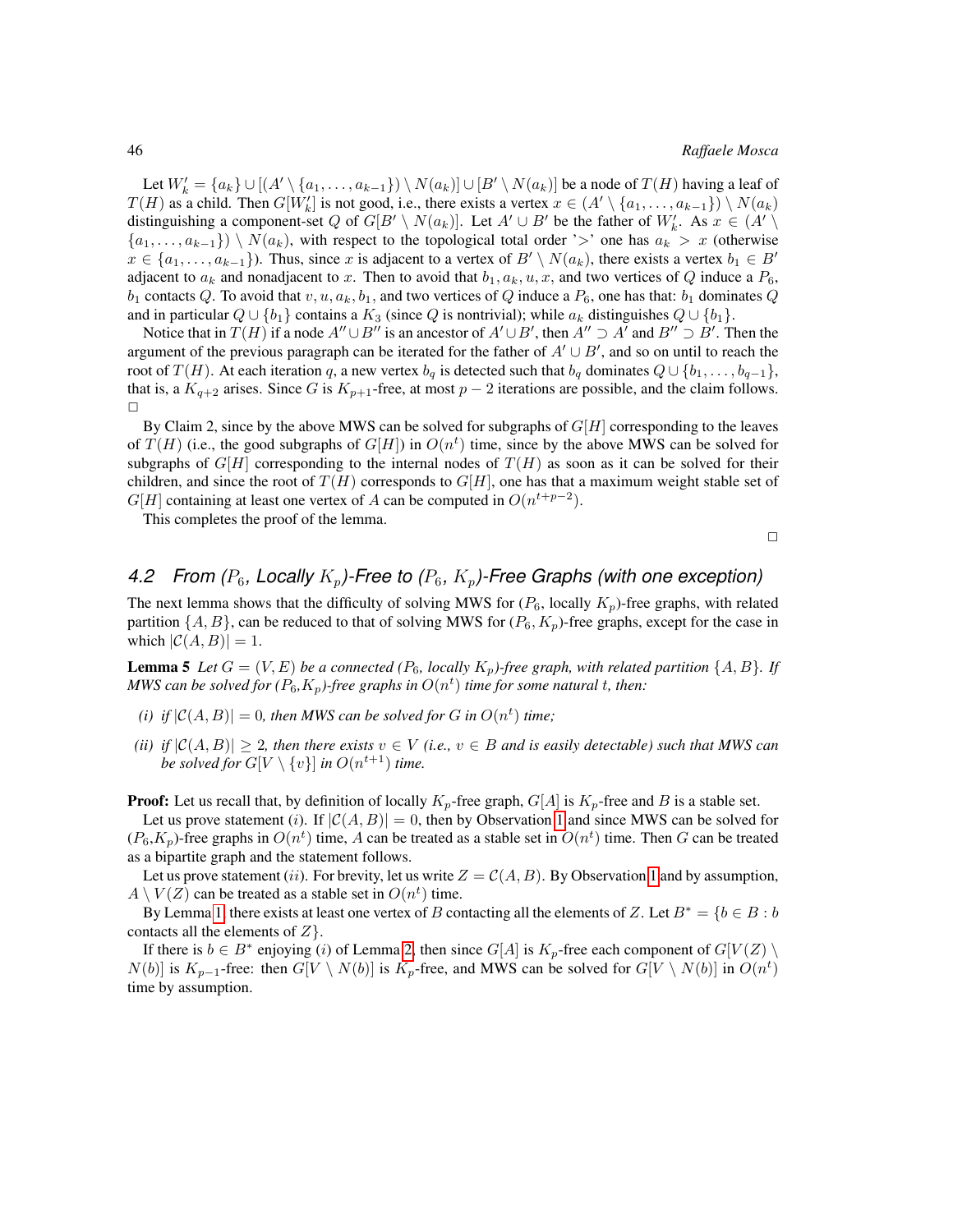Let $W'_k = \{a_k\} \cup [(A' \setminus \{a_1, \ldots, a_{k-1}\}) \setminus N(a_k)] \cup [B' \setminus N(a_k)]$ be a node of $T(H)$ having a leaf of $T(H)$ as a child. Then $G[W'_k]$ is not good, i.e., there exists a vertex $x \in (A' \setminus \{a_1, \ldots, a_{k-1}\}) \setminus N(a_k)$ distinguishing a component-set $Q$ of $G[B' \setminus N(a_k)]$. Let $A' \cup B'$ be the father of $W'_k$. As $x \in (A' \setminus \{a_1, \ldots, a_{k-1}\}) \setminus N(a_k)$, with respect to the topological total order '$>$' one has $a_k > x$ (otherwise $x \in \{a_1, \ldots, a_{k-1}\}$). Thus, since $x$ is adjacent to a vertex of $B' \setminus N(a_k)$, there exists a vertex $b_1 \in B'$ adjacent to $a_k$ and nonadjacent to $x$. Then to avoid that $b_1, a_k, u, x$, and two vertices of $Q$ induce a $P_6$, $b_1$ contacts $Q$. To avoid that $v, u, a_k, b_1$, and two vertices of $Q$ induce a $P_6$, one has that: $b_1$ dominates $Q$ and in particular $Q \cup \{b_1\}$ contains a $K_3$ (since $Q$ is nontrivial); while $a_k$ distinguishes $Q \cup \{b_1\}$.

Notice that in $T(H)$ if a node $A'' \cup B''$ is an ancestor of $A' \cup B'$, then $A'' \supset A'$ and $B'' \supset B'$. Then the argument of the previous paragraph can be iterated for the father of $A' \cup B'$, and so on until to reach the root of $T(H)$. At each iteration $q$, a new vertex $b_q$ is detected such that $b_q$ dominates $Q \cup \{b_1, \ldots, b_{q-1}\}$, that is, a $K_{q+2}$ arises. Since $G$ is $K_{p+1}$-free, at most $p-2$ iterations are possible, and the claim follows. $\square$

By Claim 2, since by the above MWS can be solved for subgraphs of $G[H]$ corresponding to the leaves of $T(H)$ (i.e., the good subgraphs of $G[H]$) in $O(n^t)$ time, since by the above MWS can be solved for subgraphs of $G[H]$ corresponding to the internal nodes of $T(H)$ as soon as it can be solved for their children, and since the root of $T(H)$ corresponds to $G[H]$, one has that a maximum weight stable set of $G[H]$ containing at least one vertex of $A$ can be computed in $O(n^{t+p-2})$.

This completes the proof of the lemma.

$\square$

## 4.2 From ($P_6$, Locally $K_p$)-Free to ($P_6$, $K_p$)-Free Graphs (with one exception)

The next lemma shows that the difficulty of solving MWS for ($P_6$, locally $K_p$)-free graphs, with related partition $\{A, B\}$, can be reduced to that of solving MWS for ($P_6, K_p$)-free graphs, except for the case in which $|\mathcal{C}(A, B)| = 1$.

**Lemma 5** *Let $G = (V, E)$ be a connected ($P_6$, locally $K_p$)-free graph, with related partition $\{A, B\}$. If MWS can be solved for ($P_6$,$K_p$)-free graphs in $O(n^t)$ time for some natural $t$, then:*

- *(i) if $|\mathcal{C}(A, B)| = 0$, then MWS can be solved for $G$ in $O(n^t)$ time;*
- *(ii) if $|\mathcal{C}(A, B)| \geq 2$, then there exists $v \in V$ (i.e., $v \in B$ and is easily detectable) such that MWS can be solved for $G[V \setminus \{v\}]$ in $O(n^{t+1})$ time.*

**Proof:** Let us recall that, by definition of locally $K_p$-free graph, $G[A]$ is $K_p$-free and $B$ is a stable set.

Let us prove statement $(i)$. If $|\mathcal{C}(A, B)| = 0$, then by Observation 1 and since MWS can be solved for ($P_6$,$K_p$)-free graphs in $O(n^t)$ time, $A$ can be treated as a stable set in $O(n^t)$ time. Then $G$ can be treated as a bipartite graph and the statement follows.

Let us prove statement $(ii)$. For brevity, let us write $Z = \mathcal{C}(A, B)$. By Observation 1 and by assumption, $A \setminus V(Z)$ can be treated as a stable set in $O(n^t)$ time.

By Lemma 1, there exists at least one vertex of $B$ contacting all the elements of $Z$. Let $B^* = \{b \in B : b$ contacts all the elements of $Z\}$.

If there is $b \in B^*$ enjoying $(i)$ of Lemma 2, then since $G[A]$ is $K_p$-free each component of $G[V(Z) \setminus N(b)]$ is $K_{p-1}$-free: then $G[V \setminus N(b)]$ is $K_p$-free, and MWS can be solved for $G[V \setminus N(b)]$ in $O(n^t)$ time by assumption.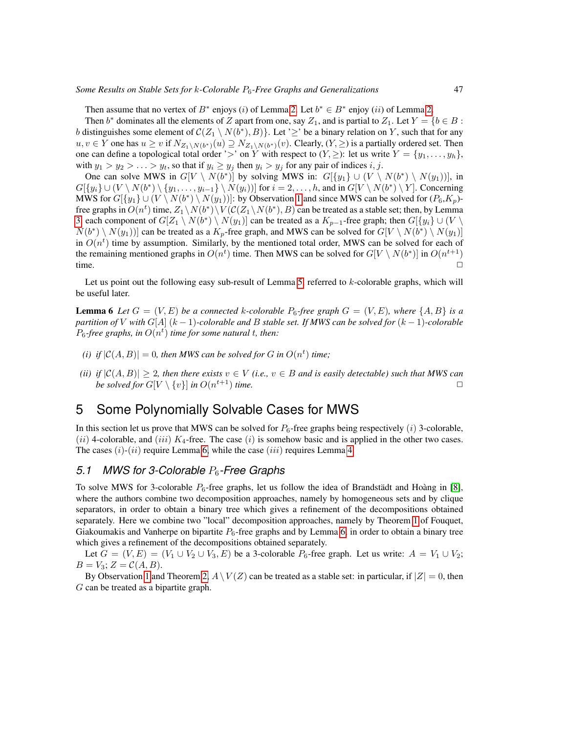Then assume that no vertex of $B^*$ enjoys $(i)$ of Lemma 2. Let $b^* \in B^*$ enjoy $(ii)$ of Lemma 2.

Then $b^*$ dominates all the elements of $Z$ apart from one, say $Z_1$, and is partial to $Z_1$. Let $Y = \{b \in B : b$ distinguishes some element of $\mathcal{C}(Z_1 \setminus N(b^*), B)\}$. Let '$\geq$' be a binary relation on $Y$, such that for any $u, v \in Y$ one has $u \geq v$ if $N_{Z_1 \setminus N(b^*)}(u) \supseteq N_{Z_1 \setminus N(b^*)}(v)$. Clearly, $(Y, \geq)$ is a partially ordered set. Then one can define a topological total order '$>$' on $Y$ with respect to $(Y, \geq)$: let us write $Y = \{y_1, \ldots, y_h\}$, with $y_1 > y_2 > \ldots > y_t$, so that if $y_i \geq y_j$ then $y_i > y_j$ for any pair of indices $i, j$.

One can solve MWS in $G[V \setminus N(b^*)]$ by solving MWS in: $G[\{y_1\} \cup (V \setminus N(b^*) \setminus N(y_1))]$, in $G[\{y_i\} \cup (V \setminus N(b^*) \setminus \{y_1, \ldots, y_{i-1}\} \setminus N(y_i))]$ for $i = 2, \ldots, h$, and in $G[V \setminus N(b^*) \setminus Y]$. Concerning MWS for $G[\{y_1\} \cup (V \setminus N(b^*) \setminus N(y_1))]$: by Observation 1 and since MWS can be solved for $(P_6, K_p)$-free graphs in $O(n^t)$ time, $Z_1 \setminus N(b^*) \setminus V(\mathcal{C}(Z_1 \setminus N(b^*), B)$ can be treated as a stable set; then, by Lemma 3 each component of $G[Z_1 \setminus N(b^*) \setminus N(y_1)]$ can be treated as a $K_{p-1}$-free graph; then $G[\{y_i\} \cup (V \setminus N(b^*) \setminus N(y_1))]$ can be treated as a $K_p$-free graph, and MWS can be solved for $G[V \setminus N(b^*) \setminus N(y_1)]$ in $O(n^t)$ time by assumption. Similarly, by the mentioned total order, MWS can be solved for each of the remaining mentioned graphs in $O(n^t)$ time. Then MWS can be solved for $G[V \setminus N(b^*)]$ in $O(n^{t+1})$ time. □

Let us point out the following easy sub-result of Lemma 5, referred to $k$-colorable graphs, which will be useful later.

**Lemma 6** *Let $G = (V, E)$ be a connected $k$-colorable $P_6$-free graph $G = (V, E)$, where $\{A, B\}$ is a partition of $V$ with $G[A]$ $(k-1)$-colorable and $B$ stable set. If MWS can be solved for $(k-1)$-colorable $P_6$-free graphs, in $O(n^t)$ time for some natural $t$, then:*

- *(i) if $|\mathcal{C}(A, B)| = 0$, then MWS can be solved for $G$ in $O(n^t)$ time;*
- *(ii) if $|\mathcal{C}(A, B)| \geq 2$, then there exists $v \in V$ (i.e., $v \in B$ and is easily detectable) such that MWS can be solved for $G[V \setminus \{v\}]$ in $O(n^{t+1})$ time.* □

## 5 Some Polynomially Solvable Cases for MWS

In this section let us prove that MWS can be solved for $P_6$-free graphs being respectively $(i)$ 3-colorable, $(ii)$ 4-colorable, and $(iii)$ $K_4$-free. The case $(i)$ is somehow basic and is applied in the other two cases. The cases $(i)$-$(ii)$ require Lemma 6, while the case $(iii)$ requires Lemma 4.

### 5.1 MWS for 3-Colorable $P_6$-Free Graphs

To solve MWS for 3-colorable $P_6$-free graphs, let us follow the idea of Brandstädt and Hoàng in [8], where the authors combine two decomposition approaches, namely by homogeneous sets and by clique separators, in order to obtain a binary tree which gives a refinement of the decompositions obtained separately. Here we combine two "local" decomposition approaches, namely by Theorem 1 of Fouquet, Giakoumakis and Vanherpe on bipartite $P_6$-free graphs and by Lemma 6, in order to obtain a binary tree which gives a refinement of the decompositions obtained separately.

Let $G = (V, E) = (V_1 \cup V_2 \cup V_3, E)$ be a 3-colorable $P_6$-free graph. Let us write: $A = V_1 \cup V_2$; $B = V_3$; $Z = \mathcal{C}(A, B)$.

By Observation 1 and Theorem 2, $A \setminus V(Z)$ can be treated as a stable set: in particular, if $|Z| = 0$, then $G$ can be treated as a bipartite graph.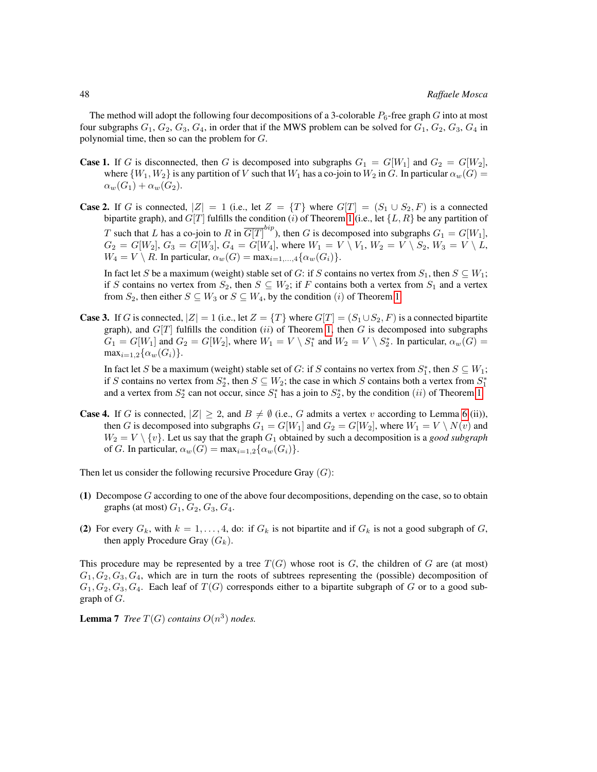The method will adopt the following four decompositions of a 3-colorable $P_6$-free graph $G$ into at most four subgraphs $G_1$, $G_2$, $G_3$, $G_4$, in order that if the MWS problem can be solved for $G_1$, $G_2$, $G_3$, $G_4$ in polynomial time, then so can the problem for $G$.

**Case 1.** If $G$ is disconnected, then $G$ is decomposed into subgraphs $G_1 = G[W_1]$ and $G_2 = G[W_2]$, where $\{W_1, W_2\}$ is any partition of $V$ such that $W_1$ has a co-join to $W_2$ in $G$. In particular $\alpha_w(G) = \alpha_w(G_1) + \alpha_w(G_2)$.

**Case 2.** If $G$ is connected, $|Z| = 1$ (i.e., let $Z = \{T\}$ where $G[T] = (S_1 \cup S_2, F)$ is a connected bipartite graph), and $G[T]$ fulfills the condition $(i)$ of Theorem 1 (i.e., let $\{L, R\}$ be any partition of $T$ such that $L$ has a co-join to $R$ in $\overline{G[T]}^{bip}$), then $G$ is decomposed into subgraphs $G_1 = G[W_1]$, $G_2 = G[W_2]$, $G_3 = G[W_3]$, $G_4 = G[W_4]$, where $W_1 = V \setminus V_1$, $W_2 = V \setminus S_2$, $W_3 = V \setminus L$, $W_4 = V \setminus R$. In particular, $\alpha_w(G) = \max_{i=1,\ldots,4}\{\alpha_w(G_i)\}$.

In fact let $S$ be a maximum (weight) stable set of $G$: if $S$ contains no vertex from $S_1$, then $S \subseteq W_1$; if $S$ contains no vertex from $S_2$, then $S \subseteq W_2$; if $F$ contains both a vertex from $S_1$ and a vertex from $S_2$, then either $S \subseteq W_3$ or $S \subseteq W_4$, by the condition $(i)$ of Theorem 1.

**Case 3.** If $G$ is connected, $|Z| = 1$ (i.e., let $Z = \{T\}$ where $G[T] = (S_1 \cup S_2, F)$ is a connected bipartite graph), and $G[T]$ fulfills the condition $(ii)$ of Theorem 1, then $G$ is decomposed into subgraphs $G_1 = G[W_1]$ and $G_2 = G[W_2]$, where $W_1 = V \setminus S_1^*$ and $W_2 = V \setminus S_2^*$. In particular, $\alpha_w(G) = \max_{i=1,2}\{\alpha_w(G_i)\}$.

In fact let $S$ be a maximum (weight) stable set of $G$: if $S$ contains no vertex from $S_1^*$, then $S \subseteq W_1$; if $S$ contains no vertex from $S_2^*$, then $S \subseteq W_2$; the case in which $S$ contains both a vertex from $S_1^*$ and a vertex from $S_2^*$ can not occur, since $S_1^*$ has a join to $S_2^*$, by the condition $(ii)$ of Theorem 1.

**Case 4.** If $G$ is connected, $|Z| \geq 2$, and $B \neq \emptyset$ (i.e., $G$ admits a vertex $v$ according to Lemma 6 (ii)), then $G$ is decomposed into subgraphs $G_1 = G[W_1]$ and $G_2 = G[W_2]$, where $W_1 = V \setminus N(v)$ and $W_2 = V \setminus \{v\}$. Let us say that the graph $G_1$ obtained by such a decomposition is a *good subgraph* of $G$. In particular, $\alpha_w(G) = \max_{i=1,2}\{\alpha_w(G_i)\}$.

Then let us consider the following recursive Procedure Gray $(G)$:

**(1)** Decompose $G$ according to one of the above four decompositions, depending on the case, so to obtain graphs (at most) $G_1$, $G_2$, $G_3$, $G_4$.

**(2)** For every $G_k$, with $k = 1, \ldots, 4$, do: if $G_k$ is not bipartite and if $G_k$ is not a good subgraph of $G$, then apply Procedure Gray $(G_k)$.

This procedure may be represented by a tree $T(G)$ whose root is $G$, the children of $G$ are (at most) $G_1, G_2, G_3, G_4$, which are in turn the roots of subtrees representing the (possible) decomposition of $G_1, G_2, G_3, G_4$. Each leaf of $T(G)$ corresponds either to a bipartite subgraph of $G$ or to a good subgraph of $G$.

**Lemma 7** *Tree $T(G)$ contains $O(n^3)$ nodes.*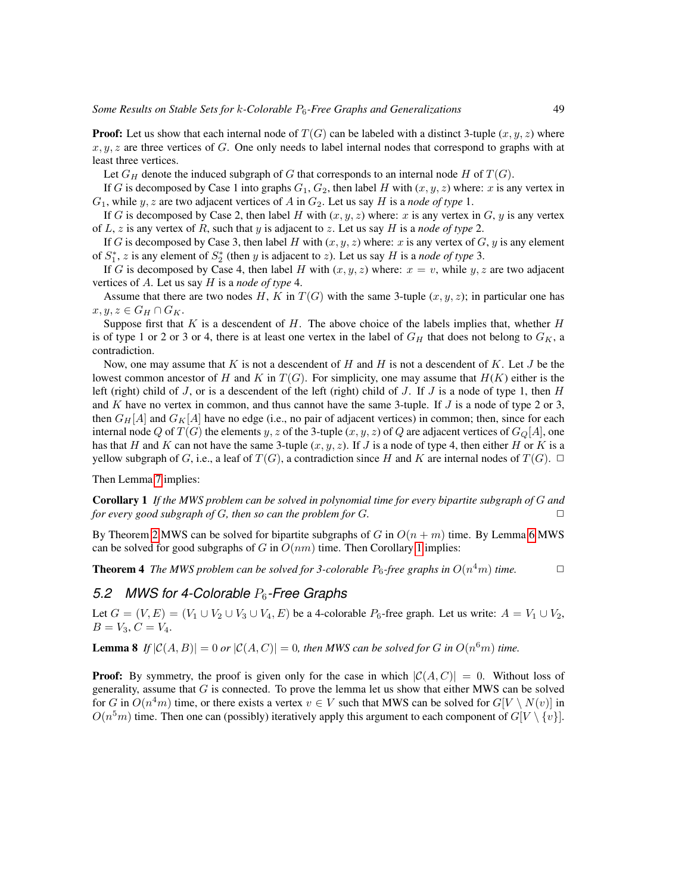**Proof:** Let us show that each internal node of $T(G)$ can be labeled with a distinct 3-tuple $(x, y, z)$ where $x, y, z$ are three vertices of $G$. One only needs to label internal nodes that correspond to graphs with at least three vertices.

Let $G_H$ denote the induced subgraph of $G$ that corresponds to an internal node $H$ of $T(G)$.

If $G$ is decomposed by Case 1 into graphs $G_1, G_2$, then label $H$ with $(x, y, z)$ where: $x$ is any vertex in $G_1$, while $y, z$ are two adjacent vertices of $A$ in $G_2$. Let us say $H$ is a *node of type* 1.

If $G$ is decomposed by Case 2, then label $H$ with $(x, y, z)$ where: $x$ is any vertex in $G$, $y$ is any vertex of $L$, $z$ is any vertex of $R$, such that $y$ is adjacent to $z$. Let us say $H$ is a *node of type* 2.

If $G$ is decomposed by Case 3, then label $H$ with $(x, y, z)$ where: $x$ is any vertex of $G$, $y$ is any element of $S_1^*$, $z$ is any element of $S_2^*$ (then $y$ is adjacent to $z$). Let us say $H$ is a *node of type* 3.

If $G$ is decomposed by Case 4, then label $H$ with $(x, y, z)$ where: $x = v$, while $y, z$ are two adjacent vertices of $A$. Let us say $H$ is a *node of type* 4.

Assume that there are two nodes $H$, $K$ in $T(G)$ with the same 3-tuple $(x, y, z)$; in particular one has $x, y, z \in G_H \cap G_K$.

Suppose first that $K$ is a descendent of $H$. The above choice of the labels implies that, whether $H$ is of type 1 or 2 or 3 or 4, there is at least one vertex in the label of $G_H$ that does not belong to $G_K$, a contradiction.

Now, one may assume that $K$ is not a descendent of $H$ and $H$ is not a descendent of $K$. Let $J$ be the lowest common ancestor of $H$ and $K$ in $T(G)$. For simplicity, one may assume that $H(K)$ either is the left (right) child of $J$, or is a descendent of the left (right) child of $J$. If $J$ is a node of type 1, then $H$ and $K$ have no vertex in common, and thus cannot have the same 3-tuple. If $J$ is a node of type 2 or 3, then $G_H[A]$ and $G_K[A]$ have no edge (i.e., no pair of adjacent vertices) in common; then, since for each internal node $Q$ of $T(G)$ the elements $y, z$ of the 3-tuple $(x, y, z)$ of $Q$ are adjacent vertices of $G_Q[A]$, one has that $H$ and $K$ can not have the same 3-tuple $(x, y, z)$. If $J$ is a node of type 4, then either $H$ or $K$ is a yellow subgraph of $G$, i.e., a leaf of $T(G)$, a contradiction since $H$ and $K$ are internal nodes of $T(G)$. □

Then Lemma 7 implies:

**Corollary 1** *If the MWS problem can be solved in polynomial time for every bipartite subgraph of G and for every good subgraph of G, then so can the problem for G.* □

By Theorem 2 MWS can be solved for bipartite subgraphs of $G$ in $O(n + m)$ time. By Lemma 6 MWS can be solved for good subgraphs of $G$ in $O(nm)$ time. Then Corollary 1 implies:

**Theorem 4** *The MWS problem can be solved for 3-colorable $P_6$-free graphs in $O(n^4m)$ time.* □

## 5.2 MWS for 4-Colorable $P_6$-Free Graphs

Let $G = (V, E) = (V_1 \cup V_2 \cup V_3 \cup V_4, E)$ be a 4-colorable $P_6$-free graph. Let us write: $A = V_1 \cup V_2$, $B = V_3$, $C = V_4$.

**Lemma 8** *If $|\mathcal{C}(A, B)| = 0$ or $|\mathcal{C}(A, C)| = 0$, then MWS can be solved for $G$ in $O(n^6m)$ time.*

**Proof:** By symmetry, the proof is given only for the case in which $|\mathcal{C}(A, C)| = 0$. Without loss of generality, assume that $G$ is connected. To prove the lemma let us show that either MWS can be solved for $G$ in $O(n^4m)$ time, or there exists a vertex $v \in V$ such that MWS can be solved for $G[V \setminus N(v)]$ in $O(n^5m)$ time. Then one can (possibly) iteratively apply this argument to each component of $G[V \setminus \{v\}]$.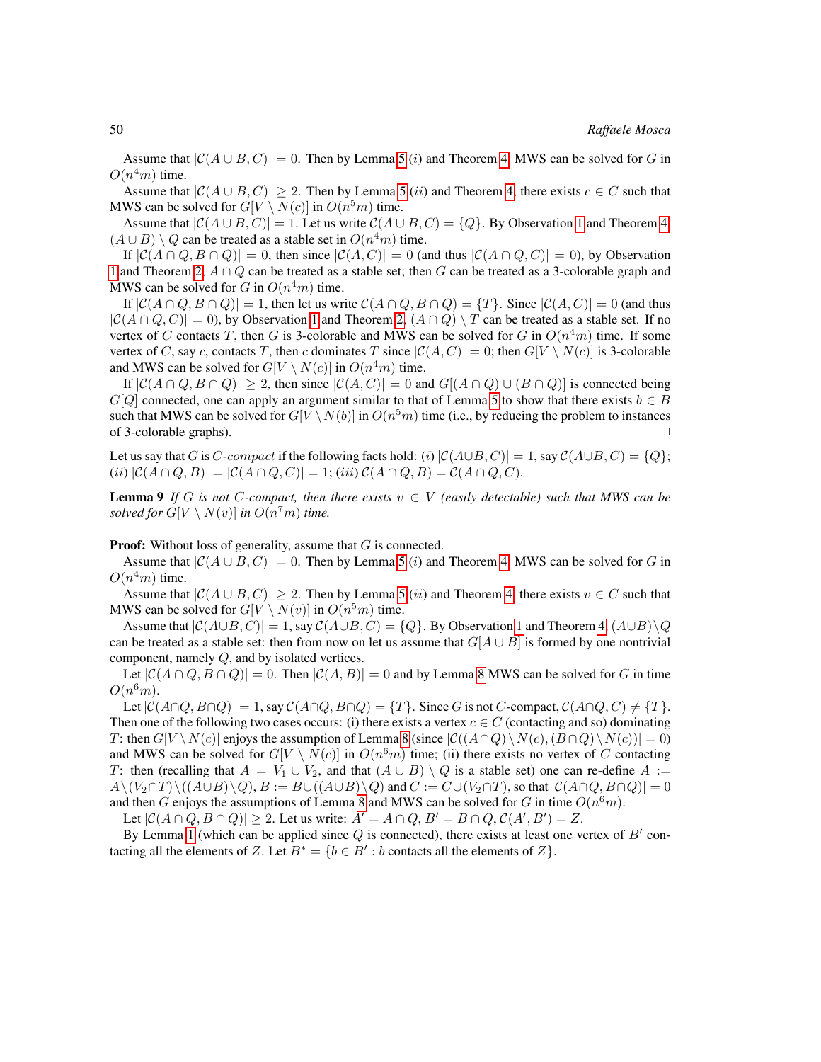Assume that $|\mathcal{C}(A \cup B, C)| = 0$. Then by Lemma 5 $(i)$ and Theorem 4, MWS can be solved for $G$ in $O(n^4 m)$ time.

Assume that $|\mathcal{C}(A \cup B, C)| \geq 2$. Then by Lemma 5 $(ii)$ and Theorem 4, there exists $c \in C$ such that MWS can be solved for $G[V \setminus N(c)]$ in $O(n^5 m)$ time.

Assume that $|\mathcal{C}(A \cup B, C)| = 1$. Let us write $\mathcal{C}(A \cup B, C) = \{Q\}$. By Observation 1 and Theorem 4, $(A \cup B) \setminus Q$ can be treated as a stable set in $O(n^4 m)$ time.

If $|\mathcal{C}(A \cap Q, B \cap Q)| = 0$, then since $|\mathcal{C}(A, C)| = 0$ (and thus $|\mathcal{C}(A \cap Q, C)| = 0$), by Observation 1 and Theorem 2, $A \cap Q$ can be treated as a stable set; then $G$ can be treated as a 3-colorable graph and MWS can be solved for $G$ in $O(n^4 m)$ time.

If $|\mathcal{C}(A \cap Q, B \cap Q)| = 1$, then let us write $\mathcal{C}(A \cap Q, B \cap Q) = \{T\}$. Since $|\mathcal{C}(A, C)| = 0$ (and thus $|\mathcal{C}(A \cap Q, C)| = 0$), by Observation 1 and Theorem 2, $(A \cap Q) \setminus T$ can be treated as a stable set. If no vertex of $C$ contacts $T$, then $G$ is 3-colorable and MWS can be solved for $G$ in $O(n^4 m)$ time. If some vertex of $C$, say $c$, contacts $T$, then $c$ dominates $T$ since $|\mathcal{C}(A, C)| = 0$; then $G[V \setminus N(c)]$ is 3-colorable and MWS can be solved for $G[V \setminus N(c)]$ in $O(n^4 m)$ time.

If $|\mathcal{C}(A \cap Q, B \cap Q)| \geq 2$, then since $|\mathcal{C}(A, C)| = 0$ and $G[(A \cap Q) \cup (B \cap Q)]$ is connected being $G[Q]$ connected, one can apply an argument similar to that of Lemma 5 to show that there exists $b \in B$ such that MWS can be solved for $G[V \setminus N(b)]$ in $O(n^5 m)$ time (i.e., by reducing the problem to instances of 3-colorable graphs). $\square$

Let us say that $G$ is $C$-*compact* if the following facts hold: $(i)$ $|\mathcal{C}(A \cup B, C)| = 1$, say $\mathcal{C}(A \cup B, C) = \{Q\}$; $(ii)$ $|\mathcal{C}(A \cap Q, B)| = |\mathcal{C}(A \cap Q, C)| = 1$; $(iii)$ $\mathcal{C}(A \cap Q, B) = \mathcal{C}(A \cap Q, C)$.

**Lemma 9** *If $G$ is not $C$-compact, then there exists $v \in V$ (easily detectable) such that MWS can be solved for $G[V \setminus N(v)]$ in $O(n^7 m)$ time.*

**Proof:** Without loss of generality, assume that $G$ is connected.

Assume that $|\mathcal{C}(A \cup B, C)| = 0$. Then by Lemma 5 $(i)$ and Theorem 4, MWS can be solved for $G$ in $O(n^4 m)$ time.

Assume that $|\mathcal{C}(A \cup B, C)| \geq 2$. Then by Lemma 5 $(ii)$ and Theorem 4, there exists $v \in C$ such that MWS can be solved for $G[V \setminus N(v)]$ in $O(n^5 m)$ time.

Assume that $|\mathcal{C}(A \cup B, C)| = 1$, say $\mathcal{C}(A \cup B, C) = \{Q\}$. By Observation 1 and Theorem 4, $(A \cup B) \setminus Q$ can be treated as a stable set: then from now on let us assume that $G[A \cup B]$ is formed by one nontrivial component, namely $Q$, and by isolated vertices.

Let $|\mathcal{C}(A \cap Q, B \cap Q)| = 0$. Then $|\mathcal{C}(A, B)| = 0$ and by Lemma 8 MWS can be solved for $G$ in time $O(n^6 m)$.

Let $|\mathcal{C}(A \cap Q, B \cap Q)| = 1$, say $\mathcal{C}(A \cap Q, B \cap Q) = \{T\}$. Since $G$ is not $C$-compact, $\mathcal{C}(A \cap Q, C) \neq \{T\}$. Then one of the following two cases occurs: (i) there exists a vertex $c \in C$ (contacting and so) dominating $T$: then $G[V \setminus N(c)]$ enjoys the assumption of Lemma 8 (since $|\mathcal{C}((A \cap Q) \setminus N(c), (B \cap Q) \setminus N(c))| = 0$) and MWS can be solved for $G[V \setminus N(c)]$ in $O(n^6 m)$ time; (ii) there exists no vertex of $C$ contacting $T$: then (recalling that $A = V_1 \cup V_2$, and that $(A \cup B) \setminus Q$ is a stable set) one can re-define $A := A \setminus (V_2 \cap T) \setminus ((A \cup B) \setminus Q)$, $B := B \cup ((A \cup B) \setminus Q)$ and $C := C \cup (V_2 \cap T)$, so that $|\mathcal{C}(A \cap Q, B \cap Q)| = 0$ and then $G$ enjoys the assumptions of Lemma 8 and MWS can be solved for $G$ in time $O(n^6 m)$.

Let $|\mathcal{C}(A \cap Q, B \cap Q)| \geq 2$. Let us write: $A' = A \cap Q$, $B' = B \cap Q$, $\mathcal{C}(A', B') = Z$.

By Lemma 1 (which can be applied since $Q$ is connected), there exists at least one vertex of $B'$ contacting all the elements of $Z$. Let $B^* = \{b \in B' : b \text{ contacts all the elements of } Z\}$.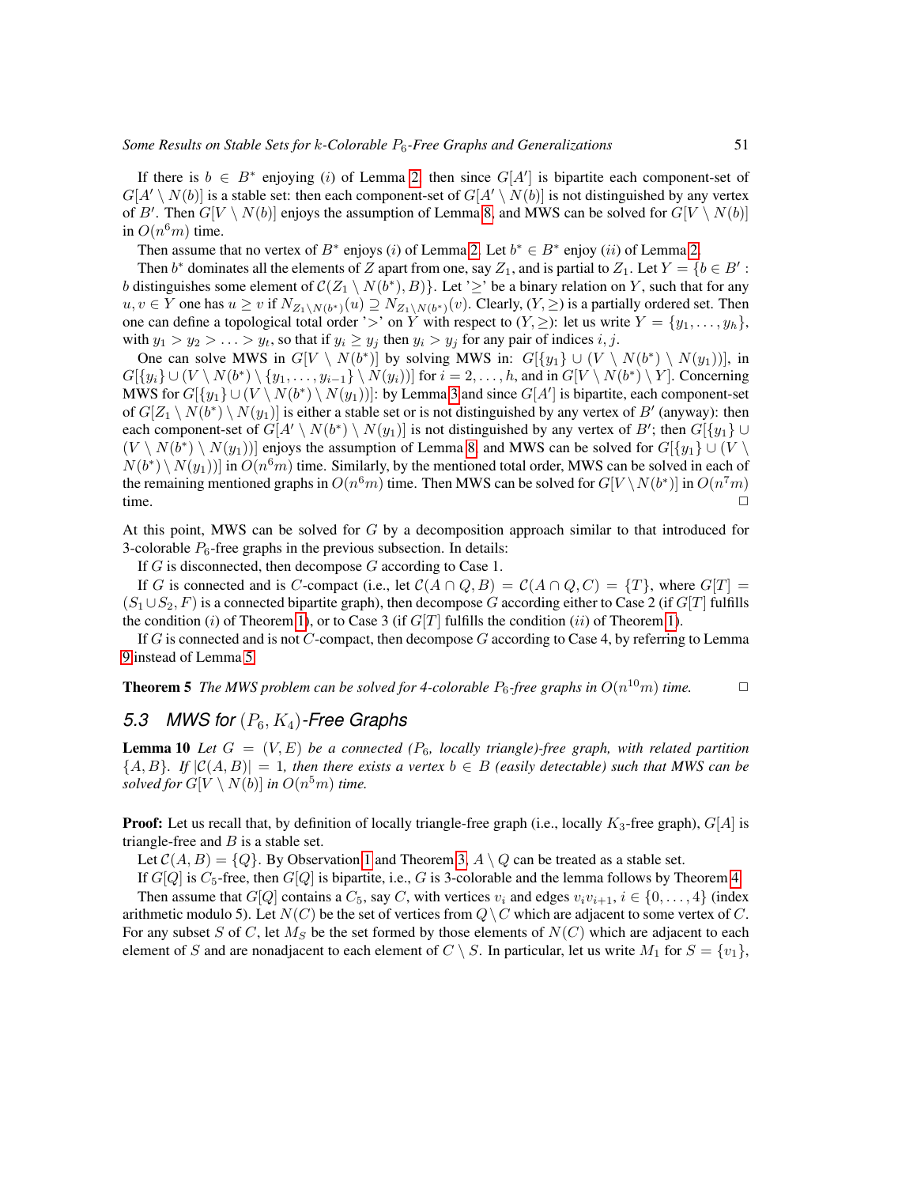If there is $b \in B^*$ enjoying $(i)$ of Lemma 2, then since $G[A']$ is bipartite each component-set of $G[A' \setminus N(b)]$ is a stable set: then each component-set of $G[A' \setminus N(b)]$ is not distinguished by any vertex of $B'$. Then $G[V \setminus N(b)]$ enjoys the assumption of Lemma 8, and MWS can be solved for $G[V \setminus N(b)]$ in $O(n^6 m)$ time.

Then assume that no vertex of $B^*$ enjoys $(i)$ of Lemma 2. Let $b^* \in B^*$ enjoy $(ii)$ of Lemma 2.

Then $b^*$ dominates all the elements of $Z$ apart from one, say $Z_1$, and is partial to $Z_1$. Let $Y = \{b \in B' : b$ distinguishes some element of $\mathcal{C}(Z_1 \setminus N(b^*), B)\}$. Let '$\geq$' be a binary relation on $Y$, such that for any $u, v \in Y$ one has $u \geq v$ if $N_{Z_1 \setminus N(b^*)}(u) \supseteq N_{Z_1 \setminus N(b^*)}(v)$. Clearly, $(Y, \geq)$ is a partially ordered set. Then one can define a topological total order '$>$' on $Y$ with respect to $(Y, \geq)$: let us write $Y = \{y_1, \ldots, y_h\}$, with $y_1 > y_2 > \ldots > y_t$, so that if $y_i \geq y_j$ then $y_i > y_j$ for any pair of indices $i, j$.

One can solve MWS in $G[V \setminus N(b^*)]$ by solving MWS in: $G[\{y_1\} \cup (V \setminus N(b^*) \setminus N(y_1))]$, in $G[\{y_i\} \cup (V \setminus N(b^*) \setminus \{y_1, \ldots, y_{i-1}\} \setminus N(y_i))]$ for $i = 2, \ldots, h$, and in $G[V \setminus N(b^*) \setminus Y]$. Concerning MWS for $G[\{y_1\} \cup (V \setminus N(b^*) \setminus N(y_1))]$: by Lemma 3 and since $G[A']$ is bipartite, each component-set of $G[Z_1 \setminus N(b^*) \setminus N(y_1)]$ is either a stable set or is not distinguished by any vertex of $B'$ (anyway): then each component-set of $G[A' \setminus N(b^*) \setminus N(y_1)]$ is not distinguished by any vertex of $B'$; then $G[\{y_1\} \cup (V \setminus N(b^*) \setminus N(y_1))]$ enjoys the assumption of Lemma 8, and MWS can be solved for $G[\{y_1\} \cup (V \setminus N(b^*) \setminus N(y_1))]$ in $O(n^6 m)$ time. Similarly, by the mentioned total order, MWS can be solved in each of the remaining mentioned graphs in $O(n^6 m)$ time. Then MWS can be solved for $G[V \setminus N(b^*)]$ in $O(n^7 m)$ time. □

At this point, MWS can be solved for $G$ by a decomposition approach similar to that introduced for 3-colorable $P_6$-free graphs in the previous subsection. In details:

If $G$ is disconnected, then decompose $G$ according to Case 1.

If $G$ is connected and is $C$-compact (i.e., let $\mathcal{C}(A \cap Q, B) = \mathcal{C}(A \cap Q, C) = \{T\}$, where $G[T] = (S_1 \cup S_2, F)$ is a connected bipartite graph), then decompose $G$ according either to Case 2 (if $G[T]$ fulfills the condition $(i)$ of Theorem 1), or to Case 3 (if $G[T]$ fulfills the condition $(ii)$ of Theorem 1).

If $G$ is connected and is not $C$-compact, then decompose $G$ according to Case 4, by referring to Lemma 9 instead of Lemma 5.

**Theorem 5** *The MWS problem can be solved for 4-colorable $P_6$-free graphs in $O(n^{10} m)$ time.* □

### 5.3 MWS for $(P_6, K_4)$-Free Graphs

**Lemma 10** *Let $G = (V, E)$ be a connected ($P_6$, locally triangle)-free graph, with related partition $\{A, B\}$. If $|\mathcal{C}(A, B)| = 1$, then there exists a vertex $b \in B$ (easily detectable) such that MWS can be solved for $G[V \setminus N(b)]$ in $O(n^5 m)$ time.*

**Proof:** Let us recall that, by definition of locally triangle-free graph (i.e., locally $K_3$-free graph), $G[A]$ is triangle-free and $B$ is a stable set.

Let $\mathcal{C}(A, B) = \{Q\}$. By Observation 1 and Theorem 3, $A \setminus Q$ can be treated as a stable set.

If $G[Q]$ is $C_5$-free, then $G[Q]$ is bipartite, i.e., $G$ is 3-colorable and the lemma follows by Theorem 4.

Then assume that $G[Q]$ contains a $C_5$, say $C$, with vertices $v_i$ and edges $v_i v_{i+1}$, $i \in \{0, \ldots, 4\}$ (index arithmetic modulo 5). Let $N(C)$ be the set of vertices from $Q \setminus C$ which are adjacent to some vertex of $C$. For any subset $S$ of $C$, let $M_S$ be the set formed by those elements of $N(C)$ which are adjacent to each element of $S$ and are nonadjacent to each element of $C \setminus S$. In particular, let us write $M_1$ for $S = \{v_1\}$,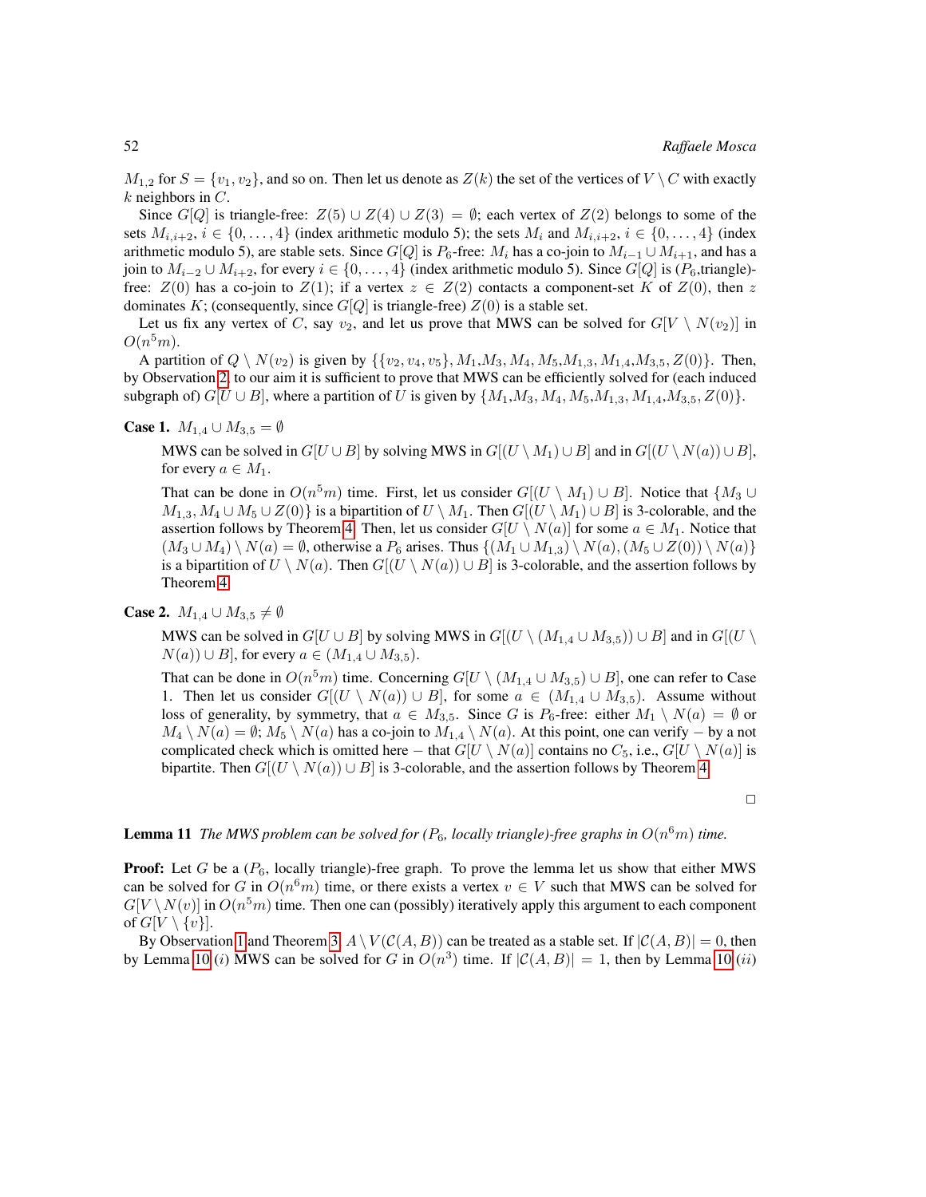$M_{1,2}$ for $S = \{v_1, v_2\}$, and so on. Then let us denote as $Z(k)$ the set of the vertices of $V \setminus C$ with exactly $k$ neighbors in $C$.

Since $G[Q]$ is triangle-free: $Z(5) \cup Z(4) \cup Z(3) = \emptyset$; each vertex of $Z(2)$ belongs to some of the sets $M_{i,i+2}$, $i \in \{0, \ldots, 4\}$ (index arithmetic modulo 5); the sets $M_i$ and $M_{i,i+2}$, $i \in \{0, \ldots, 4\}$ (index arithmetic modulo 5), are stable sets. Since $G[Q]$ is $P_6$-free: $M_i$ has a co-join to $M_{i-1} \cup M_{i+1}$, and has a join to $M_{i-2} \cup M_{i+2}$, for every $i \in \{0, \ldots, 4\}$ (index arithmetic modulo 5). Since $G[Q]$ is ($P_6$,triangle)-free: $Z(0)$ has a co-join to $Z(1)$; if a vertex $z \in Z(2)$ contacts a component-set $K$ of $Z(0)$, then $z$ dominates $K$; (consequently, since $G[Q]$ is triangle-free) $Z(0)$ is a stable set.

Let us fix any vertex of $C$, say $v_2$, and let us prove that MWS can be solved for $G[V \setminus N(v_2)]$ in $O(n^5 m)$.

A partition of $Q \setminus N(v_2)$ is given by $\{\{v_2, v_4, v_5\}, M_1, M_3, M_4, M_5, M_{1,3}, M_{1,4}, M_{3,5}, Z(0)\}$. Then, by Observation 2, to our aim it is sufficient to prove that MWS can be efficiently solved for (each induced subgraph of) $G[U \cup B]$, where a partition of $U$ is given by $\{M_1, M_3, M_4, M_5, M_{1,3}, M_{1,4}, M_{3,5}, Z(0)\}$.

**Case 1.** $M_{1,4} \cup M_{3,5} = \emptyset$

MWS can be solved in $G[U \cup B]$ by solving MWS in $G[(U \setminus M_1) \cup B]$ and in $G[(U \setminus N(a)) \cup B]$, for every $a \in M_1$.

That can be done in $O(n^5 m)$ time. First, let us consider $G[(U \setminus M_1) \cup B]$. Notice that $\{M_3 \cup M_{1,3}, M_4 \cup M_5 \cup Z(0)\}$ is a bipartition of $U \setminus M_1$. Then $G[(U \setminus M_1) \cup B]$ is 3-colorable, and the assertion follows by Theorem 4. Then, let us consider $G[U \setminus N(a)]$ for some $a \in M_1$. Notice that $(M_3 \cup M_4) \setminus N(a) = \emptyset$, otherwise a $P_6$ arises. Thus $\{(M_1 \cup M_{1,3}) \setminus N(a), (M_5 \cup Z(0)) \setminus N(a)\}$ is a bipartition of $U \setminus N(a)$. Then $G[(U \setminus N(a)) \cup B]$ is 3-colorable, and the assertion follows by Theorem 4.

**Case 2.** $M_{1,4} \cup M_{3,5} \neq \emptyset$

MWS can be solved in $G[U \cup B]$ by solving MWS in $G[(U \setminus (M_{1,4} \cup M_{3,5})) \cup B]$ and in $G[(U \setminus N(a)) \cup B]$, for every $a \in (M_{1,4} \cup M_{3,5})$.

That can be done in $O(n^5 m)$ time. Concerning $G[U \setminus (M_{1,4} \cup M_{3,5}) \cup B]$, one can refer to Case 1. Then let us consider $G[(U \setminus N(a)) \cup B]$, for some $a \in (M_{1,4} \cup M_{3,5})$. Assume without loss of generality, by symmetry, that $a \in M_{3,5}$. Since $G$ is $P_6$-free: either $M_1 \setminus N(a) = \emptyset$ or $M_4 \setminus N(a) = \emptyset$; $M_5 \setminus N(a)$ has a co-join to $M_{1,4} \setminus N(a)$. At this point, one can verify $-$ by a not complicated check which is omitted here $-$ that $G[U \setminus N(a)]$ contains no $C_5$, i.e., $G[U \setminus N(a)]$ is bipartite. Then $G[(U \setminus N(a)) \cup B]$ is 3-colorable, and the assertion follows by Theorem 4.

□

**Lemma 11** *The MWS problem can be solved for ($P_6$, locally triangle)-free graphs in $O(n^6 m)$ time.*

**Proof:** Let $G$ be a ($P_6$, locally triangle)-free graph. To prove the lemma let us show that either MWS can be solved for $G$ in $O(n^6 m)$ time, or there exists a vertex $v \in V$ such that MWS can be solved for $G[V \setminus N(v)]$ in $O(n^5 m)$ time. Then one can (possibly) iteratively apply this argument to each component of $G[V \setminus \{v\}]$.

By Observation 1 and Theorem 3, $A \setminus V(\mathcal{C}(A, B))$ can be treated as a stable set. If $|\mathcal{C}(A, B)| = 0$, then by Lemma 10 $(i)$ MWS can be solved for $G$ in $O(n^3)$ time. If $|\mathcal{C}(A, B)| = 1$, then by Lemma 10 $(ii)$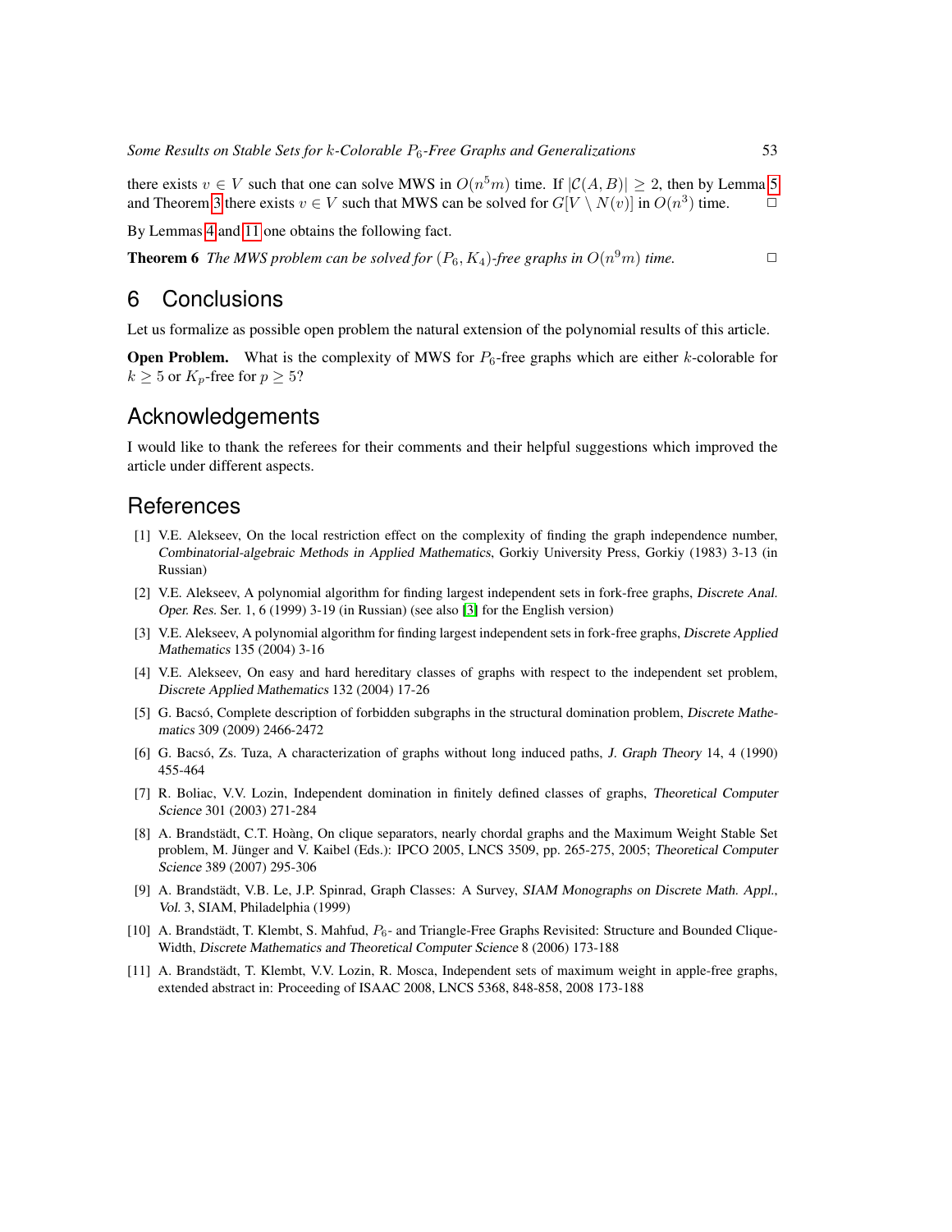there exists $v \in V$ such that one can solve MWS in $O(n^5 m)$ time. If $|\mathcal{C}(A, B)| \geq 2$, then by Lemma 5 and Theorem 3 there exists $v \in V$ such that MWS can be solved for $G[V \setminus N(v)]$ in $O(n^3)$ time. □

By Lemmas 4 and 11 one obtains the following fact.

**Theorem 6** *The MWS problem can be solved for $(P_6, K_4)$-free graphs in $O(n^9 m)$ time.* □

## 6 Conclusions

Let us formalize as possible open problem the natural extension of the polynomial results of this article.

**Open Problem.** What is the complexity of MWS for $P_6$-free graphs which are either $k$-colorable for $k \geq 5$ or $K_p$-free for $p \geq 5$?

## Acknowledgements

I would like to thank the referees for their comments and their helpful suggestions which improved the article under different aspects.

## References

[1] V.E. Alekseev, On the local restriction effect on the complexity of finding the graph independence number, *Combinatorial-algebraic Methods in Applied Mathematics*, Gorkiy University Press, Gorkiy (1983) 3-13 (in Russian)

[2] V.E. Alekseev, A polynomial algorithm for finding largest independent sets in fork-free graphs, *Discrete Anal. Oper. Res.* Ser. 1, 6 (1999) 3-19 (in Russian) (see also [3] for the English version)

[3] V.E. Alekseev, A polynomial algorithm for finding largest independent sets in fork-free graphs, *Discrete Applied Mathematics* 135 (2004) 3-16

[4] V.E. Alekseev, On easy and hard hereditary classes of graphs with respect to the independent set problem, *Discrete Applied Mathematics* 132 (2004) 17-26

[5] G. Bacsó, Complete description of forbidden subgraphs in the structural domination problem, *Discrete Mathematics* 309 (2009) 2466-2472

[6] G. Bacsó, Zs. Tuza, A characterization of graphs without long induced paths, *J. Graph Theory* 14, 4 (1990) 455-464

[7] R. Boliac, V.V. Lozin, Independent domination in finitely defined classes of graphs, *Theoretical Computer Science* 301 (2003) 271-284

[8] A. Brandstädt, C.T. Hoàng, On clique separators, nearly chordal graphs and the Maximum Weight Stable Set problem, M. Jünger and V. Kaibel (Eds.): IPCO 2005, LNCS 3509, pp. 265-275, 2005; *Theoretical Computer Science* 389 (2007) 295-306

[9] A. Brandstädt, V.B. Le, J.P. Spinrad, Graph Classes: A Survey, *SIAM Monographs on Discrete Math. Appl., Vol.* 3, SIAM, Philadelphia (1999)

[10] A. Brandstädt, T. Klembt, S. Mahfud, $P_6$- and Triangle-Free Graphs Revisited: Structure and Bounded Clique-Width, *Discrete Mathematics and Theoretical Computer Science* 8 (2006) 173-188

[11] A. Brandstädt, T. Klembt, V.V. Lozin, R. Mosca, Independent sets of maximum weight in apple-free graphs, extended abstract in: Proceeding of ISAAC 2008, LNCS 5368, 848-858, 2008 173-188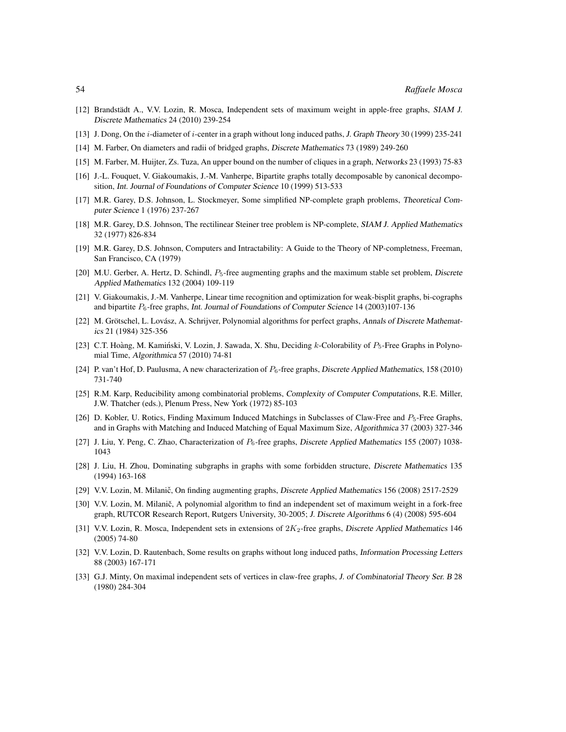[12] Brandstädt A., V.V. Lozin, R. Mosca, Independent sets of maximum weight in apple-free graphs, *SIAM J. Discrete Mathematics* 24 (2010) 239-254

[13] J. Dong, On the $i$-diameter of $i$-center in a graph without long induced paths, *J. Graph Theory* 30 (1999) 235-241

[14] M. Farber, On diameters and radii of bridged graphs, *Discrete Mathematics* 73 (1989) 249-260

[15] M. Farber, M. Huijter, Zs. Tuza, An upper bound on the number of cliques in a graph, *Networks* 23 (1993) 75-83

[16] J.-L. Fouquet, V. Giakoumakis, J.-M. Vanherpe, Bipartite graphs totally decomposable by canonical decomposition, *Int. Journal of Foundations of Computer Science* 10 (1999) 513-533

[17] M.R. Garey, D.S. Johnson, L. Stockmeyer, Some simplified NP-complete graph problems, *Theoretical Computer Science* 1 (1976) 237-267

[18] M.R. Garey, D.S. Johnson, The rectilinear Steiner tree problem is NP-complete, *SIAM J. Applied Mathematics* 32 (1977) 826-834

[19] M.R. Garey, D.S. Johnson, Computers and Intractability: A Guide to the Theory of NP-completness, Freeman, San Francisco, CA (1979)

[20] M.U. Gerber, A. Hertz, D. Schindl, $P_5$-free augmenting graphs and the maximum stable set problem, *Discrete Applied Mathematics* 132 (2004) 109-119

[21] V. Giakoumakis, J.-M. Vanherpe, Linear time recognition and optimization for weak-bisplit graphs, bi-cographs and bipartite $P_6$-free graphs, *Int. Journal of Foundations of Computer Science* 14 (2003)107-136

[22] M. Grötschel, L. Lovász, A. Schrijver, Polynomial algorithms for perfect graphs, *Annals of Discrete Mathematics* 21 (1984) 325-356

[23] C.T. Hoàng, M. Kamiński, V. Lozin, J. Sawada, X. Shu, Deciding $k$-Colorability of $P_5$-Free Graphs in Polynomial Time, *Algorithmica* 57 (2010) 74-81

[24] P. van't Hof, D. Paulusma, A new characterization of $P_6$-free graphs, *Discrete Applied Mathematics*, 158 (2010) 731-740

[25] R.M. Karp, Reducibility among combinatorial problems, *Complexity of Computer Computations*, R.E. Miller, J.W. Thatcher (eds.), Plenum Press, New York (1972) 85-103

[26] D. Kobler, U. Rotics, Finding Maximum Induced Matchings in Subclasses of Claw-Free and $P_5$-Free Graphs, and in Graphs with Matching and Induced Matching of Equal Maximum Size, *Algorithmica* 37 (2003) 327-346

[27] J. Liu, Y. Peng, C. Zhao, Characterization of $P_6$-free graphs, *Discrete Applied Mathematics* 155 (2007) 1038-1043

[28] J. Liu, H. Zhou, Dominating subgraphs in graphs with some forbidden structure, *Discrete Mathematics* 135 (1994) 163-168

[29] V.V. Lozin, M. Milanič, On finding augmenting graphs, *Discrete Applied Mathematics* 156 (2008) 2517-2529

[30] V.V. Lozin, M. Milanič, A polynomial algorithm to find an independent set of maximum weight in a fork-free graph, RUTCOR Research Report, Rutgers University, 30-2005; *J. Discrete Algorithms* 6 (4) (2008) 595-604

[31] V.V. Lozin, R. Mosca, Independent sets in extensions of $2K_2$-free graphs, *Discrete Applied Mathematics* 146 (2005) 74-80

[32] V.V. Lozin, D. Rautenbach, Some results on graphs without long induced paths, *Information Processing Letters* 88 (2003) 167-171

[33] G.J. Minty, On maximal independent sets of vertices in claw-free graphs, *J. of Combinatorial Theory Ser. B* 28 (1980) 284-304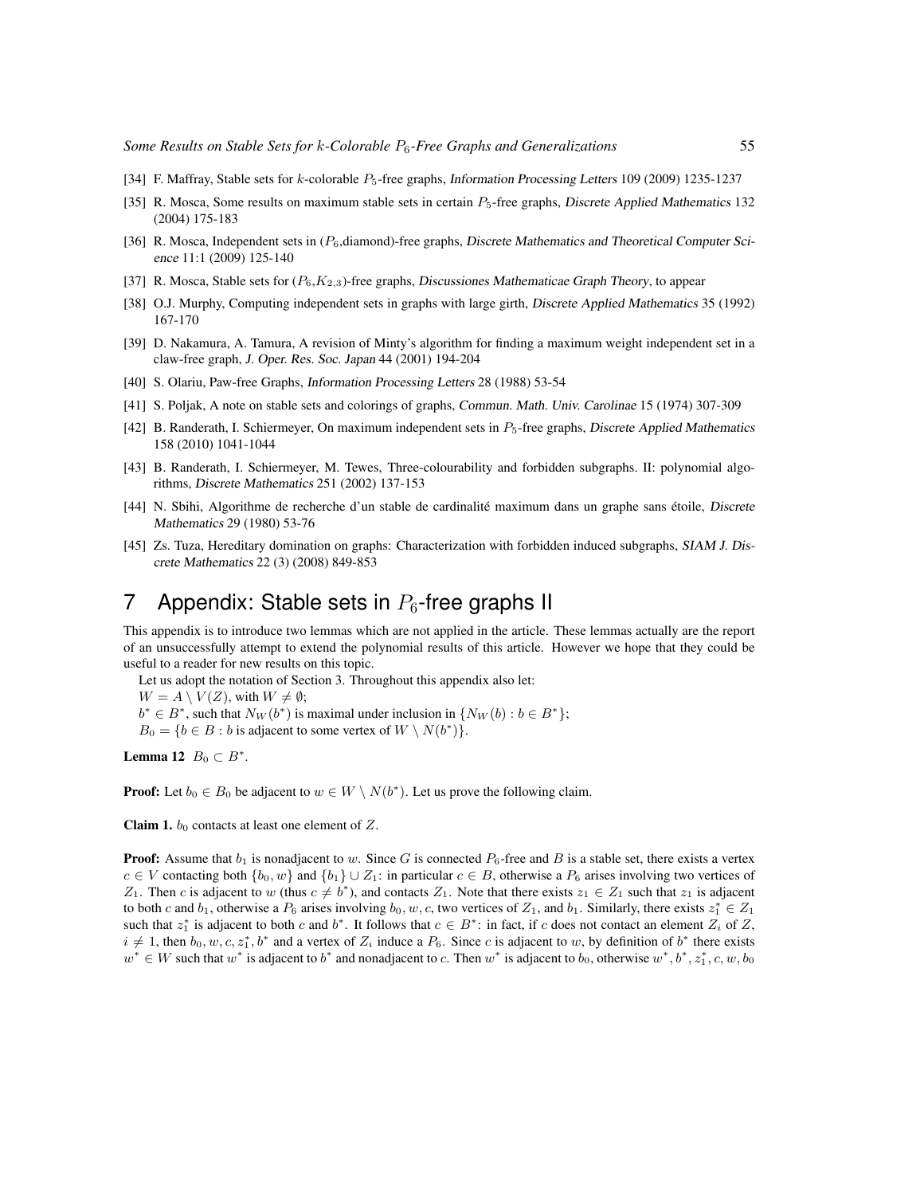[34] F. Maffray, Stable sets for $k$-colorable $P_5$-free graphs, *Information Processing Letters* 109 (2009) 1235-1237

[35] R. Mosca, Some results on maximum stable sets in certain $P_5$-free graphs, *Discrete Applied Mathematics* 132 (2004) 175-183

[36] R. Mosca, Independent sets in ($P_6$,diamond)-free graphs, *Discrete Mathematics and Theoretical Computer Science* 11:1 (2009) 125-140

[37] R. Mosca, Stable sets for ($P_6$,$K_{2,3}$)-free graphs, *Discussiones Mathematicae Graph Theory*, to appear

[38] O.J. Murphy, Computing independent sets in graphs with large girth, *Discrete Applied Mathematics* 35 (1992) 167-170

[39] D. Nakamura, A. Tamura, A revision of Minty's algorithm for finding a maximum weight independent set in a claw-free graph, *J. Oper. Res. Soc. Japan* 44 (2001) 194-204

[40] S. Olariu, Paw-free Graphs, *Information Processing Letters* 28 (1988) 53-54

[41] S. Poljak, A note on stable sets and colorings of graphs, *Commun. Math. Univ. Carolinae* 15 (1974) 307-309

[42] B. Randerath, I. Schiermeyer, On maximum independent sets in $P_5$-free graphs, *Discrete Applied Mathematics* 158 (2010) 1041-1044

[43] B. Randerath, I. Schiermeyer, M. Tewes, Three-colourability and forbidden subgraphs. II: polynomial algorithms, *Discrete Mathematics* 251 (2002) 137-153

[44] N. Sbihi, Algorithme de recherche d'un stable de cardinalité maximum dans un graphe sans étoile, *Discrete Mathematics* 29 (1980) 53-76

[45] Zs. Tuza, Hereditary domination on graphs: Characterization with forbidden induced subgraphs, *SIAM J. Discrete Mathematics* 22 (3) (2008) 849-853

# 7 Appendix: Stable sets in $P_6$-free graphs II

This appendix is to introduce two lemmas which are not applied in the article. These lemmas actually are the report of an unsuccessfully attempt to extend the polynomial results of this article. However we hope that they could be useful to a reader for new results on this topic.

Let us adopt the notation of Section 3. Throughout this appendix also let:
$W = A \setminus V(Z)$, with $W \neq \emptyset$;
$b^* \in B^*$, such that $N_W(b^*)$ is maximal under inclusion in $\{N_W(b) : b \in B^*\}$;
$B_0 = \{b \in B : b \text{ is adjacent to some vertex of } W \setminus N(b^*)\}$.

**Lemma 12** $B_0 \subset B^*$.

**Proof:** Let $b_0 \in B_0$ be adjacent to $w \in W \setminus N(b^*)$. Let us prove the following claim.

**Claim 1.** $b_0$ contacts at least one element of $Z$.

**Proof:** Assume that $b_1$ is nonadjacent to $w$. Since $G$ is connected $P_6$-free and $B$ is a stable set, there exists a vertex $c \in V$ contacting both $\{b_0, w\}$ and $\{b_1\} \cup Z_1$: in particular $c \in B$, otherwise a $P_6$ arises involving two vertices of $Z_1$. Then $c$ is adjacent to $w$ (thus $c \neq b^*$), and contacts $Z_1$. Note that there exists $z_1 \in Z_1$ such that $z_1$ is adjacent to both $c$ and $b_1$, otherwise a $P_6$ arises involving $b_0, w, c$, two vertices of $Z_1$, and $b_1$. Similarly, there exists $z_1^* \in Z_1$ such that $z_1^*$ is adjacent to both $c$ and $b^*$. It follows that $c \in B^*$: in fact, if $c$ does not contact an element $Z_i$ of $Z$, $i \neq 1$, then $b_0, w, c, z_1^*, b^*$ and a vertex of $Z_i$ induce a $P_6$. Since $c$ is adjacent to $w$, by definition of $b^*$ there exists $w^* \in W$ such that $w^*$ is adjacent to $b^*$ and nonadjacent to $c$. Then $w^*$ is adjacent to $b_0$, otherwise $w^*, b^*, z_1^*, c, w, b_0$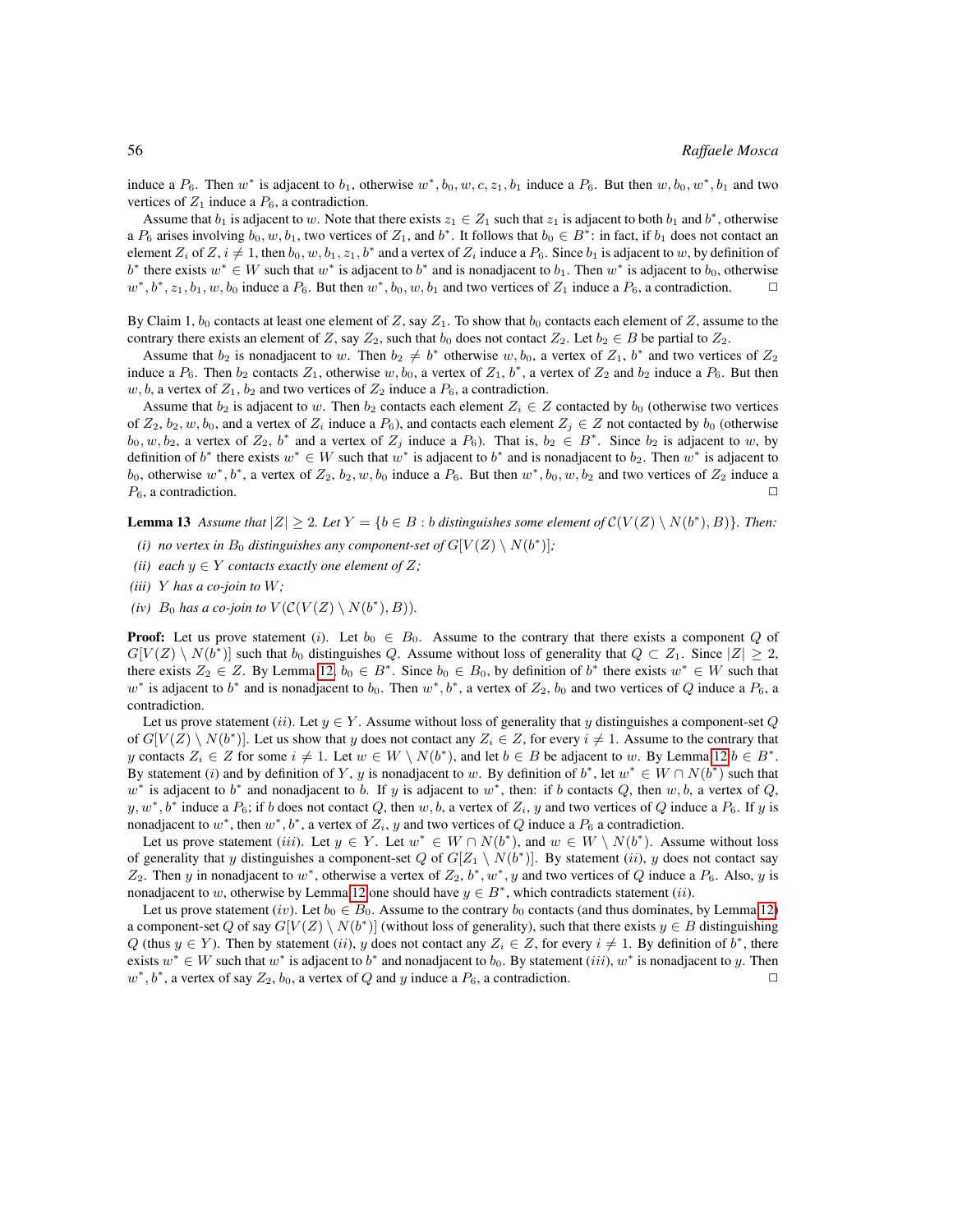induce a $P_6$. Then $w^*$ is adjacent to $b_1$, otherwise $w^*, b_0, w, c, z_1, b_1$ induce a $P_6$. But then $w, b_0, w^*, b_1$ and two vertices of $Z_1$ induce a $P_6$, a contradiction.

Assume that $b_1$ is adjacent to $w$. Note that there exists $z_1 \in Z_1$ such that $z_1$ is adjacent to both $b_1$ and $b^*$, otherwise a $P_6$ arises involving $b_0, w, b_1$, two vertices of $Z_1$, and $b^*$. It follows that $b_0 \in B^*$: in fact, if $b_1$ does not contact an element $Z_i$ of $Z$, $i \neq 1$, then $b_0, w, b_1, z_1, b^*$ and a vertex of $Z_i$ induce a $P_6$. Since $b_1$ is adjacent to $w$, by definition of $b^*$ there exists $w^* \in W$ such that $w^*$ is adjacent to $b^*$ and is nonadjacent to $b_1$. Then $w^*$ is adjacent to $b_0$, otherwise $w^*, b^*, z_1, b_1, w, b_0$ induce a $P_6$. But then $w^*, b_0, w, b_1$ and two vertices of $Z_1$ induce a $P_6$, a contradiction. $\square$

By Claim 1, $b_0$ contacts at least one element of $Z$, say $Z_1$. To show that $b_0$ contacts each element of $Z$, assume to the contrary there exists an element of $Z$, say $Z_2$, such that $b_0$ does not contact $Z_2$. Let $b_2 \in B$ be partial to $Z_2$.

Assume that $b_2$ is nonadjacent to $w$. Then $b_2 \neq b^*$ otherwise $w, b_0$, a vertex of $Z_1$, $b^*$ and two vertices of $Z_2$ induce a $P_6$. Then $b_2$ contacts $Z_1$, otherwise $w, b_0$, a vertex of $Z_1$, $b^*$, a vertex of $Z_2$ and $b_2$ induce a $P_6$. But then $w, b$, a vertex of $Z_1$, $b_2$ and two vertices of $Z_2$ induce a $P_6$, a contradiction.

Assume that $b_2$ is adjacent to $w$. Then $b_2$ contacts each element $Z_i \in Z$ contacted by $b_0$ (otherwise two vertices of $Z_2, b_2, w, b_0$, and a vertex of $Z_i$ induce a $P_6$), and contacts each element $Z_j \in Z$ not contacted by $b_0$ (otherwise $b_0, w, b_2$, a vertex of $Z_2$, $b^*$ and a vertex of $Z_j$ induce a $P_6$). That is, $b_2 \in B^*$. Since $b_2$ is adjacent to $w$, by definition of $b^*$ there exists $w^* \in W$ such that $w^*$ is adjacent to $b^*$ and is nonadjacent to $b_2$. Then $w^*$ is adjacent to $b_0$, otherwise $w^*, b^*$, a vertex of $Z_2, b_2, w, b_0$ induce a $P_6$. But then $w^*, b_0, w, b_2$ and two vertices of $Z_2$ induce a $P_6$, a contradiction. $\square$

**Lemma 13** *Assume that $|Z| \geq 2$. Let $Y = \{b \in B : b$ distinguishes some element of $\mathcal{C}(V(Z) \setminus N(b^*), B)\}$. Then:*

- *(i) no vertex in $B_0$ distinguishes any component-set of $G[V(Z) \setminus N(b^*)]$;*
- *(ii) each $y \in Y$ contacts exactly one element of $Z$;*
- *(iii) $Y$ has a co-join to $W$;*
- *(iv) $B_0$ has a co-join to $V(\mathcal{C}(V(Z) \setminus N(b^*), B))$.*

**Proof:** Let us prove statement $(i)$. Let $b_0 \in B_0$. Assume to the contrary that there exists a component $Q$ of $G[V(Z) \setminus N(b^*)]$ such that $b_0$ distinguishes $Q$. Assume without loss of generality that $Q \subset Z_1$. Since $|Z| \geq 2$, there exists $Z_2 \in Z$. By Lemma 12, $b_0 \in B^*$. Since $b_0 \in B_0$, by definition of $b^*$ there exists $w^* \in W$ such that $w^*$ is adjacent to $b^*$ and is nonadjacent to $b_0$. Then $w^*, b^*$, a vertex of $Z_2$, $b_0$ and two vertices of $Q$ induce a $P_6$, a contradiction.

Let us prove statement $(ii)$. Let $y \in Y$. Assume without loss of generality that $y$ distinguishes a component-set $Q$ of $G[V(Z) \setminus N(b^*)]$. Let us show that $y$ does not contact any $Z_i \in Z$, for every $i \neq 1$. Assume to the contrary that $y$ contacts $Z_i \in Z$ for some $i \neq 1$. Let $w \in W \setminus N(b^*)$, and let $b \in B$ be adjacent to $w$. By Lemma 12 $b \in B^*$. By statement $(i)$ and by definition of $Y$, $y$ is nonadjacent to $w$. By definition of $b^*$, let $w^* \in W \cap N(b^*)$ such that $w^*$ is adjacent to $b^*$ and nonadjacent to $b$. If $y$ is adjacent to $w^*$, then: if $b$ contacts $Q$, then $w, b$, a vertex of $Q$, $y, w^*, b^*$ induce a $P_6$; if $b$ does not contact $Q$, then $w, b$, a vertex of $Z_i$, $y$ and two vertices of $Q$ induce a $P_6$. If $y$ is nonadjacent to $w^*$, then $w^*, b^*$, a vertex of $Z_i$, $y$ and two vertices of $Q$ induce a $P_6$ a contradiction.

Let us prove statement $(iii)$. Let $y \in Y$. Let $w^* \in W \cap N(b^*)$, and $w \in W \setminus N(b^*)$. Assume without loss of generality that $y$ distinguishes a component-set $Q$ of $G[Z_1 \setminus N(b^*)]$. By statement $(ii)$, $y$ does not contact say $Z_2$. Then $y$ in nonadjacent to $w^*$, otherwise a vertex of $Z_2, b^*, w^*, y$ and two vertices of $Q$ induce a $P_6$. Also, $y$ is nonadjacent to $w$, otherwise by Lemma 12 one should have $y \in B^*$, which contradicts statement $(ii)$.

Let us prove statement $(iv)$. Let $b_0 \in B_0$. Assume to the contrary $b_0$ contacts (and thus dominates, by Lemma 12) a component-set $Q$ of $G[V(Z) \setminus N(b^*)]$ (without loss of generality), such that there exists $y \in B$ distinguishing $Q$ (thus $y \in Y$). Then by statement $(ii)$, $y$ does not contact any $Z_i \in Z$, for every $i \neq 1$. By definition of $b^*$, there exists $w^* \in W$ such that $w^*$ is adjacent to $b^*$ and nonadjacent to $b_0$. By statement $(iii)$, $w^*$ is nonadjacent to $y$. Then $w^*, b^*$, a vertex of say $Z_2$, $b_0$, a vertex of $Q$ and $y$ induce a $P_6$, a contradiction. $\square$